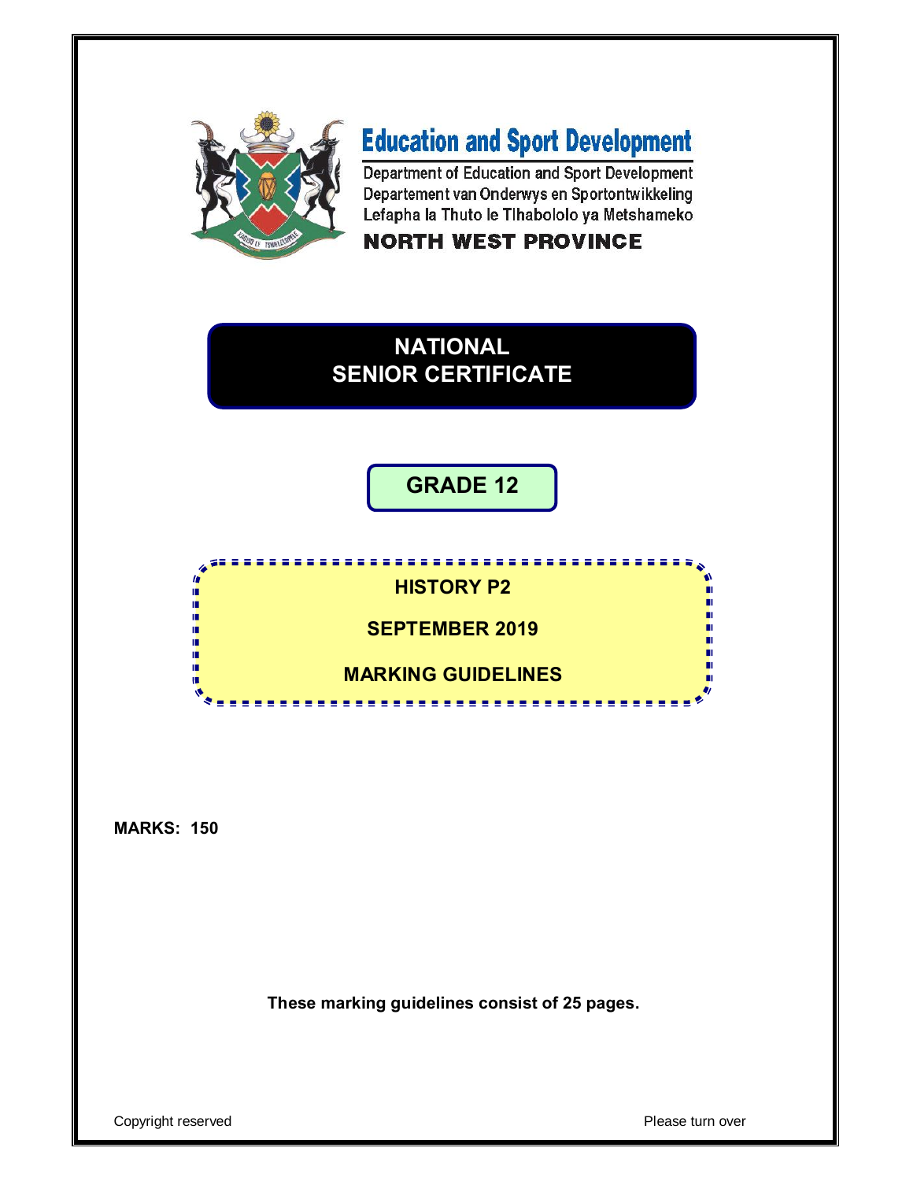**Education and Sport Development**

Department of Education and Sport Development
Departement van Onderwys en Sportontwikkeling
Lefapha la Thuto le Tlhabololo ya Metshameko

**NORTH WEST PROVINCE**

# NATIONAL SENIOR CERTIFICATE

## GRADE 12

## HISTORY P2

## SEPTEMBER 2019

## MARKING GUIDELINES

**MARKS: 150**

**These marking guidelines consist of 25 pages.**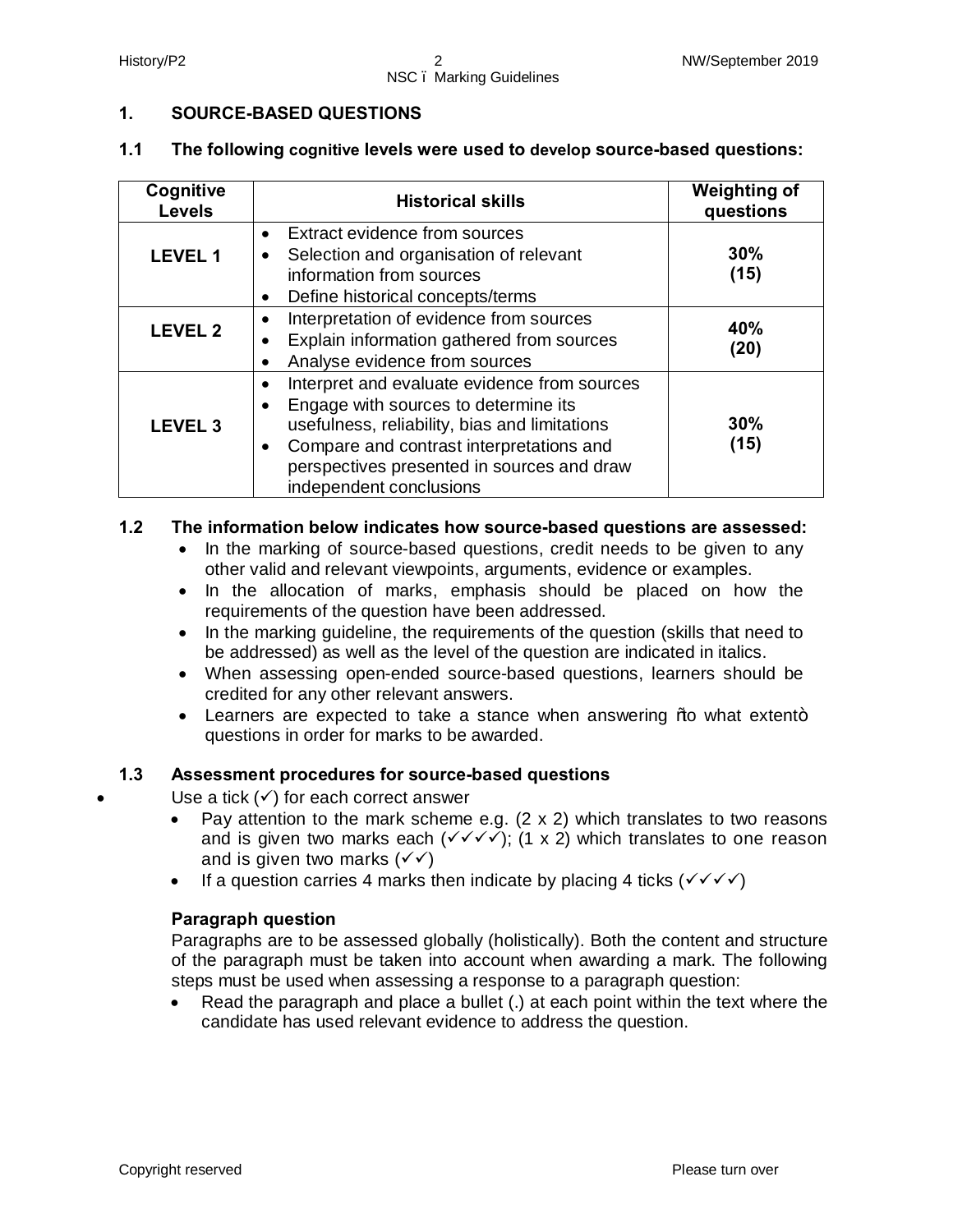## 1. SOURCE-BASED QUESTIONS

### 1.1 The following cognitive levels were used to develop source-based questions:

| Cognitive Levels | Historical skills | Weighting of questions |
|---|---|---|
| **LEVEL 1** | • Extract evidence from sources<br>• Selection and organisation of relevant information from sources<br>• Define historical concepts/terms | **30%**<br>**(15)** |
| **LEVEL 2** | • Interpretation of evidence from sources<br>• Explain information gathered from sources<br>• Analyse evidence from sources | **40%**<br>**(20)** |
| **LEVEL 3** | • Interpret and evaluate evidence from sources<br>• Engage with sources to determine its usefulness, reliability, bias and limitations<br>• Compare and contrast interpretations and perspectives presented in sources and draw independent conclusions | **30%**<br>**(15)** |

### 1.2 The information below indicates how source-based questions are assessed:

- In the marking of source-based questions, credit needs to be given to any other valid and relevant viewpoints, arguments, evidence or examples.
- In the allocation of marks, emphasis should be placed on how the requirements of the question have been addressed.
- In the marking guideline, the requirements of the question (skills that need to be addressed) as well as the level of the question are indicated in italics.
- When assessing open-ended source-based questions, learners should be credited for any other relevant answers.
- Learners are expected to take a stance when answering "to what extent" questions in order for marks to be awarded.

### 1.3 Assessment procedures for source-based questions

- Use a tick (✓) for each correct answer
  - Pay attention to the mark scheme e.g. (2 x 2) which translates to two reasons and is given two marks each (✓✓✓✓); (1 x 2) which translates to one reason and is given two marks (✓✓)
  - If a question carries 4 marks then indicate by placing 4 ticks (✓✓✓✓)

**Paragraph question**

Paragraphs are to be assessed globally (holistically). Both the content and structure of the paragraph must be taken into account when awarding a mark. The following steps must be used when assessing a response to a paragraph question:

- Read the paragraph and place a bullet (.) at each point within the text where the candidate has used relevant evidence to address the question.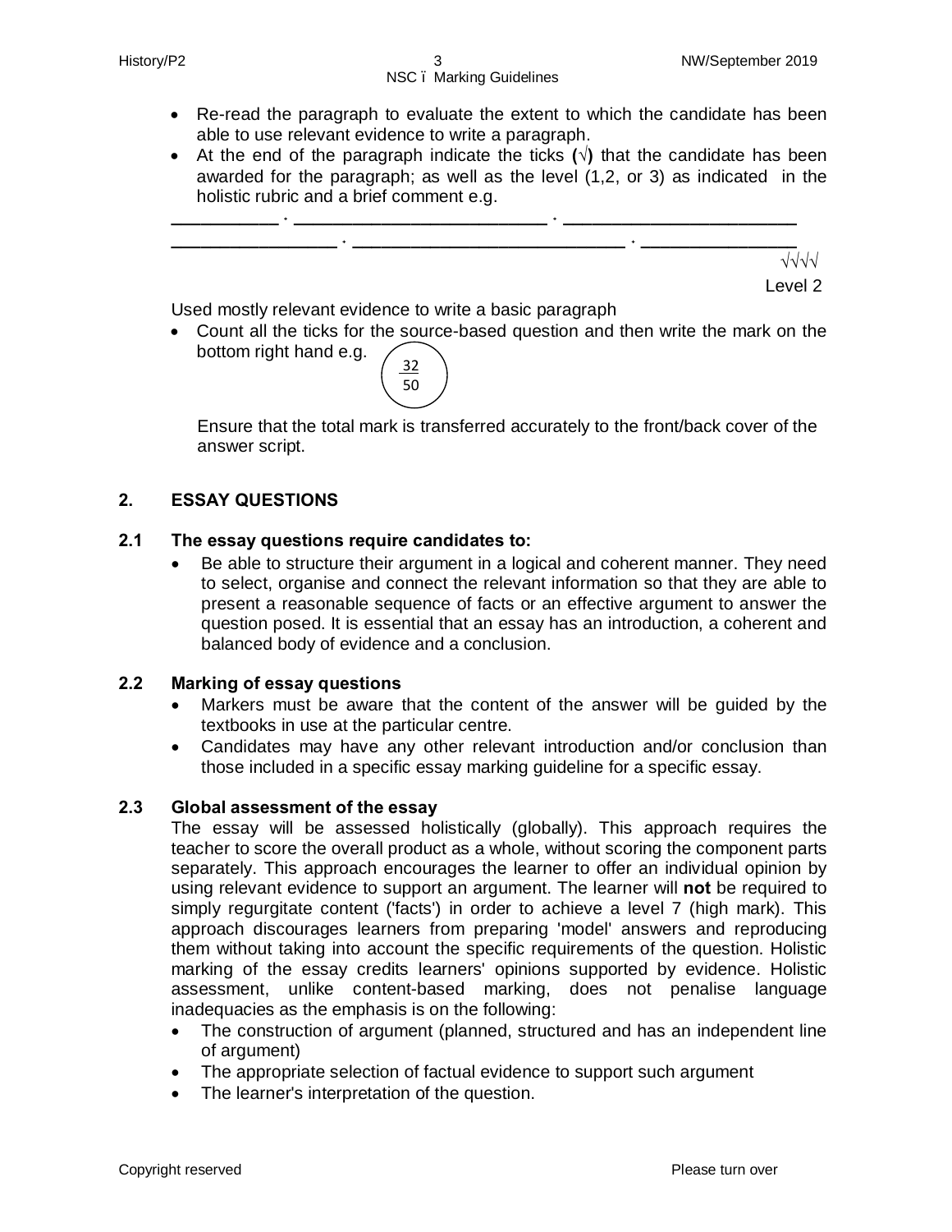- Re-read the paragraph to evaluate the extent to which the candidate has been able to use relevant evidence to write a paragraph.
- At the end of the paragraph indicate the ticks (√) that the candidate has been awarded for the paragraph; as well as the level (1,2, or 3) as indicated in the holistic rubric and a brief comment e.g.

___________ · __________________________ · ________________________
_________________ · ____________________________ · ________________

√√√√

Level 2

Used mostly relevant evidence to write a basic paragraph

- Count all the ticks for the source-based question and then write the mark on the bottom right hand e.g. 32/50

  Ensure that the total mark is transferred accurately to the front/back cover of the answer script.

## 2. ESSAY QUESTIONS

### 2.1 The essay questions require candidates to:

- Be able to structure their argument in a logical and coherent manner. They need to select, organise and connect the relevant information so that they are able to present a reasonable sequence of facts or an effective argument to answer the question posed. It is essential that an essay has an introduction, a coherent and balanced body of evidence and a conclusion.

### 2.2 Marking of essay questions

- Markers must be aware that the content of the answer will be guided by the textbooks in use at the particular centre.
- Candidates may have any other relevant introduction and/or conclusion than those included in a specific essay marking guideline for a specific essay.

### 2.3 Global assessment of the essay

The essay will be assessed holistically (globally). This approach requires the teacher to score the overall product as a whole, without scoring the component parts separately. This approach encourages the learner to offer an individual opinion by using relevant evidence to support an argument. The learner will **not** be required to simply regurgitate content ('facts') in order to achieve a level 7 (high mark). This approach discourages learners from preparing 'model' answers and reproducing them without taking into account the specific requirements of the question. Holistic marking of the essay credits learners' opinions supported by evidence. Holistic assessment, unlike content-based marking, does not penalise language inadequacies as the emphasis is on the following:

- The construction of argument (planned, structured and has an independent line of argument)
- The appropriate selection of factual evidence to support such argument
- The learner's interpretation of the question.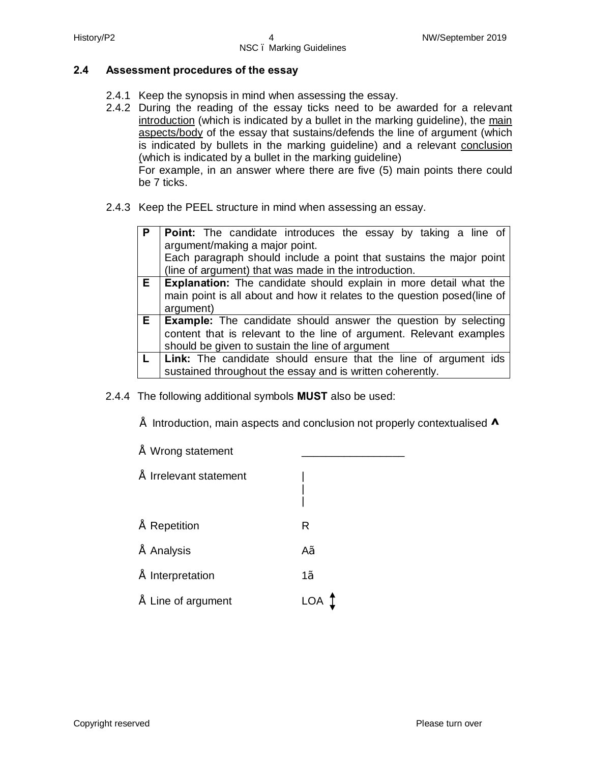### 2.4 Assessment procedures of the essay

2.4.1 Keep the synopsis in mind when assessing the essay.

2.4.2 During the reading of the essay ticks need to be awarded for a relevant introduction (which is indicated by a bullet in the marking guideline), the main aspects/body of the essay that sustains/defends the line of argument (which is indicated by bullets in the marking guideline) and a relevant conclusion (which is indicated by a bullet in the marking guideline)
For example, in an answer where there are five (5) main points there could be 7 ticks.

2.4.3 Keep the PEEL structure in mind when assessing an essay.

| | |
|---|---|
| **P** | **Point:** The candidate introduces the essay by taking a line of argument/making a major point. Each paragraph should include a point that sustains the major point (line of argument) that was made in the introduction. |
| **E** | **Explanation:** The candidate should explain in more detail what the main point is all about and how it relates to the question posed(line of argument) |
| **E** | **Example:** The candidate should answer the question by selecting content that is relevant to the line of argument. Relevant examples should be given to sustain the line of argument |
| **L** | **Link:** The candidate should ensure that the line of argument ids sustained throughout the essay and is written coherently. |

2.4.4 The following additional symbols **MUST** also be used:

- Introduction, main aspects and conclusion not properly contextualised ^
- Wrong statement _________________
- Irrelevant statement |
- Repetition R
- Analysis A√
- Interpretation I√
- Line of argument LOA ↕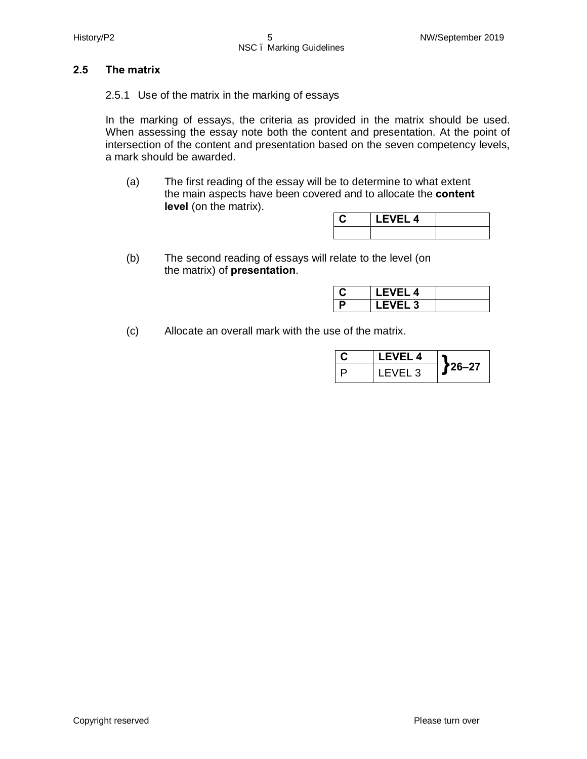## 2.5 The matrix

2.5.1 Use of the matrix in the marking of essays

In the marking of essays, the criteria as provided in the matrix should be used. When assessing the essay note both the content and presentation. At the point of intersection of the content and presentation based on the seven competency levels, a mark should be awarded.

(a) The first reading of the essay will be to determine to what extent the main aspects have been covered and to allocate the **content level** (on the matrix).

| **C** | **LEVEL 4** | |
|---|---|---|
| | | |

(b) The second reading of essays will relate to the level (on the matrix) of **presentation**.

| **C** | **LEVEL 4** | |
|---|---|---|
| **P** | **LEVEL 3** | |

(c) Allocate an overall mark with the use of the matrix.

| **C** | **LEVEL 4** | **}26–27** |
|---|---|---|
| P | LEVEL 3 | |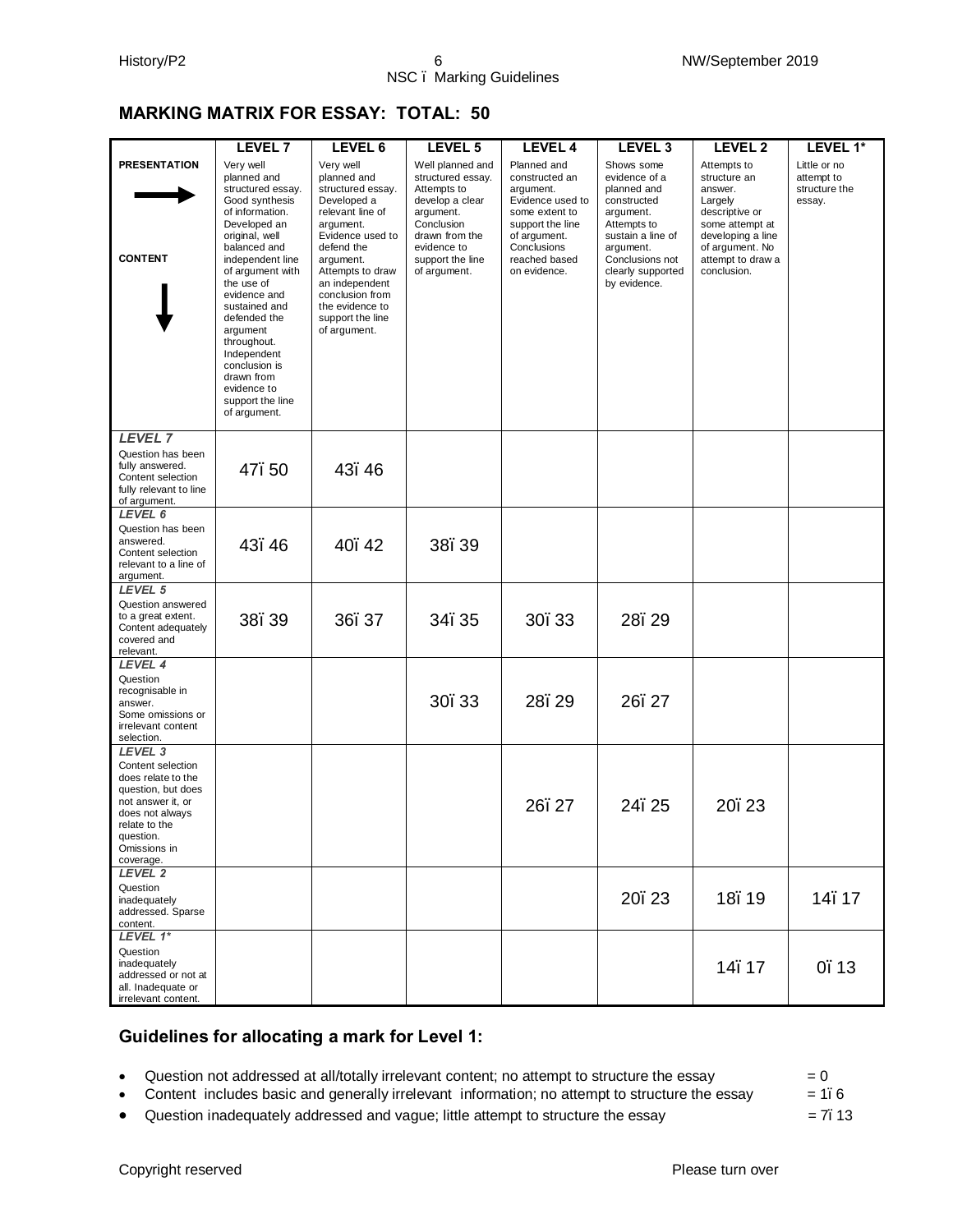## MARKING MATRIX FOR ESSAY: TOTAL: 50

| PRESENTATION → <br><br> CONTENT ↓ | LEVEL 7 | LEVEL 6 | LEVEL 5 | LEVEL 4 | LEVEL 3 | LEVEL 2 | LEVEL 1* |
|---|---|---|---|---|---|---|---|
| | Very well planned and structured essay. Good synthesis of information. Developed an original, well balanced and independent line of argument with the use of evidence and sustained and defended the argument throughout. Independent conclusion is drawn from evidence to support the line of argument. | Very well planned and structured essay. Developed a relevant line of argument. Evidence used to defend the argument. Attempts to draw an independent conclusion from the evidence to support the line of argument. | Well planned and structured essay. Attempts to develop a clear argument. Conclusion drawn from the evidence to support the line of argument. | Planned and constructed an argument. Evidence used to support the line of argument to some extent. Conclusions reached based on evidence. | Shows some evidence of a planned and constructed argument. Attempts to sustain a line of argument. Conclusions not clearly supported by evidence. | Attempts to structure an answer. Largely descriptive or some attempt at developing a line of argument. No attempt to draw a conclusion. | Little or no attempt to structure the essay. |
| ***LEVEL 7*** Question has been fully answered. Content selection fully relevant to line of argument. | 47–50 | 43–46 | | | | | |
| ***LEVEL 6*** Question has been answered. Content selection relevant to a line of argument. | 43–46 | 40–42 | 38–39 | | | | |
| ***LEVEL 5*** Question answered to a great extent. Content adequately covered and relevant. | 38–39 | 36–37 | 34–35 | 30–33 | 28–29 | | |
| ***LEVEL 4*** Question recognisable in answer. Some omissions or irrelevant content selection. | | | 30–33 | 28–29 | 26–27 | | |
| ***LEVEL 3*** Content selection does relate to the question, but does not answer it, or does not always relate to the question. Omissions in coverage. | | | | 26–27 | 24–25 | 20–23 | |
| ***LEVEL 2*** Question inadequately addressed. Sparse content. | | | | | 20–23 | 18–19 | 14–17 |
| ***LEVEL 1**** Question inadequately addressed or not at all. Inadequate or irrelevant content. | | | | | | 14–17 | 0–13 |

### Guidelines for allocating a mark for Level 1:

- Question not addressed at all/totally irrelevant content; no attempt to structure the essay = 0
- Content includes basic and generally irrelevant information; no attempt to structure the essay = 1–6
- Question inadequately addressed and vague; little attempt to structure the essay = 7–13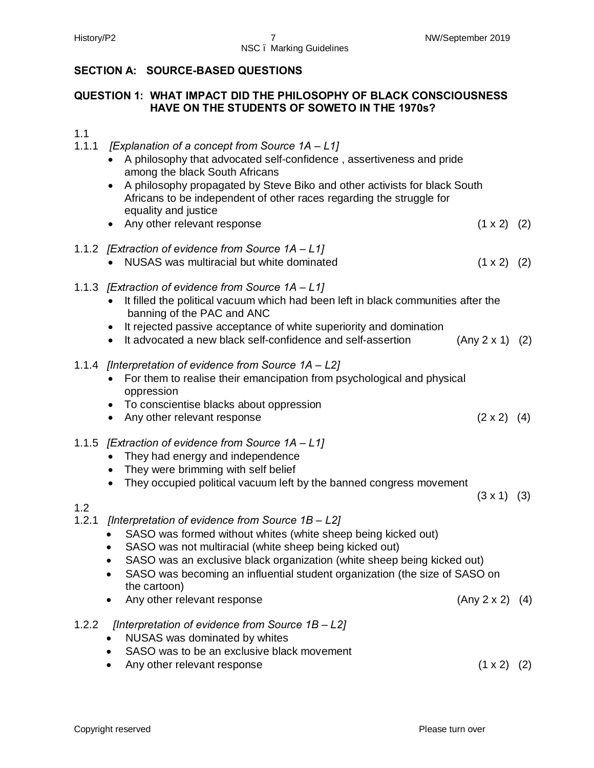## SECTION A: SOURCE-BASED QUESTIONS

### QUESTION 1: WHAT IMPACT DID THE PHILOSOPHY OF BLACK CONSCIOUSNESS HAVE ON THE STUDENTS OF SOWETO IN THE 1970s?

1.1

1.1.1 *[Explanation of a concept from Source 1A – L1]*

- A philosophy that advocated self-confidence , assertiveness and pride among the black South Africans
- A philosophy propagated by Steve Biko and other activists for black South Africans to be independent of other races regarding the struggle for equality and justice
- Any other relevant response (1 x 2) (2)

1.1.2 *[Extraction of evidence from Source 1A – L1]*

- NUSAS was multiracial but white dominated (1 x 2) (2)

1.1.3 *[Extraction of evidence from Source 1A – L1]*

- It filled the political vacuum which had been left in black communities after the banning of the PAC and ANC
- It rejected passive acceptance of white superiority and domination
- It advocated a new black self-confidence and self-assertion (Any 2 x 1) (2)

1.1.4 *[Interpretation of evidence from Source 1A – L2]*

- For them to realise their emancipation from psychological and physical oppression
- To conscientise blacks about oppression
- Any other relevant response (2 x 2) (4)

1.1.5 *[Extraction of evidence from Source 1A – L1]*

- They had energy and independence
- They were brimming with self belief
- They occupied political vacuum left by the banned congress movement (3 x 1) (3)

1.2

1.2.1 *[Interpretation of evidence from Source 1B – L2]*

- SASO was formed without whites (white sheep being kicked out)
- SASO was not multiracial (white sheep being kicked out)
- SASO was an exclusive black organization (white sheep being kicked out)
- SASO was becoming an influential student organization (the size of SASO on the cartoon)
- Any other relevant response (Any 2 x 2) (4)

1.2.2 *[Interpretation of evidence from Source 1B – L2]*

- NUSAS was dominated by whites
- SASO was to be an exclusive black movement
- Any other relevant response (1 x 2) (2)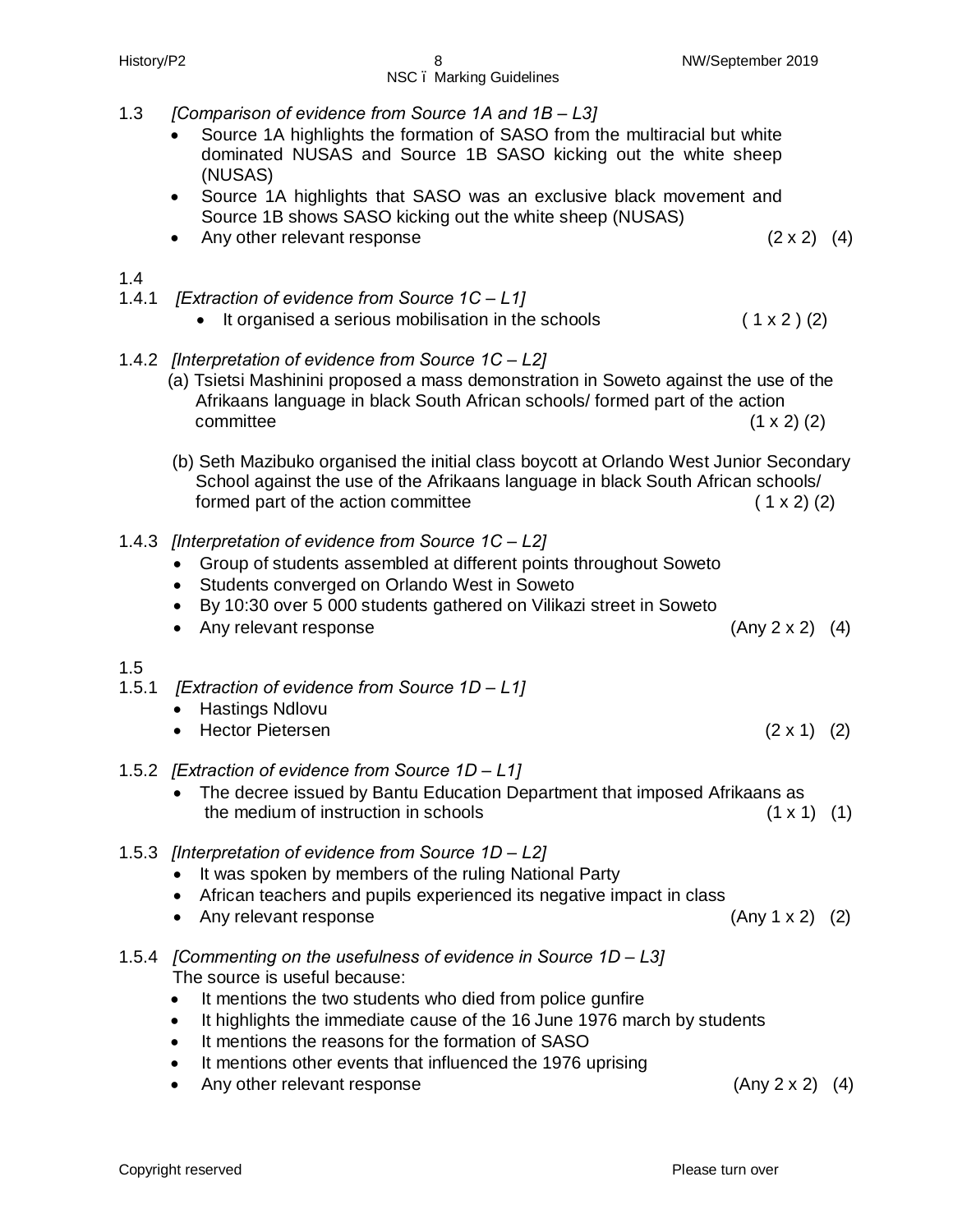1.3 *[Comparison of evidence from Source 1A and 1B – L3]*

- Source 1A highlights the formation of SASO from the multiracial but white dominated NUSAS and Source 1B SASO kicking out the white sheep (NUSAS)
- Source 1A highlights that SASO was an exclusive black movement and Source 1B shows SASO kicking out the white sheep (NUSAS)
- Any other relevant response (2 x 2) (4)

1.4

1.4.1 *[Extraction of evidence from Source 1C – L1]*

- It organised a serious mobilisation in the schools ( 1 x 2 ) (2)

1.4.2 *[Interpretation of evidence from Source 1C – L2]*

(a) Tsietsi Mashinini proposed a mass demonstration in Soweto against the use of the Afrikaans language in black South African schools/ formed part of the action committee (1 x 2) (2)

(b) Seth Mazibuko organised the initial class boycott at Orlando West Junior Secondary School against the use of the Afrikaans language in black South African schools/ formed part of the action committee ( 1 x 2) (2)

1.4.3 *[Interpretation of evidence from Source 1C – L2]*

- Group of students assembled at different points throughout Soweto
- Students converged on Orlando West in Soweto
- By 10:30 over 5 000 students gathered on Vilikazi street in Soweto
- Any relevant response (Any 2 x 2) (4)

1.5

1.5.1 *[Extraction of evidence from Source 1D – L1]*

- Hastings Ndlovu
- Hector Pietersen (2 x 1) (2)

1.5.2 *[Extraction of evidence from Source 1D – L1]*

- The decree issued by Bantu Education Department that imposed Afrikaans as the medium of instruction in schools (1 x 1) (1)

1.5.3 *[Interpretation of evidence from Source 1D – L2]*

- It was spoken by members of the ruling National Party
- African teachers and pupils experienced its negative impact in class
- Any relevant response (Any 1 x 2) (2)

1.5.4 *[Commenting on the usefulness of evidence in Source 1D – L3]*

The source is useful because:

- It mentions the two students who died from police gunfire
- It highlights the immediate cause of the 16 June 1976 march by students
- It mentions the reasons for the formation of SASO
- It mentions other events that influenced the 1976 uprising
- Any other relevant response (Any 2 x 2) (4)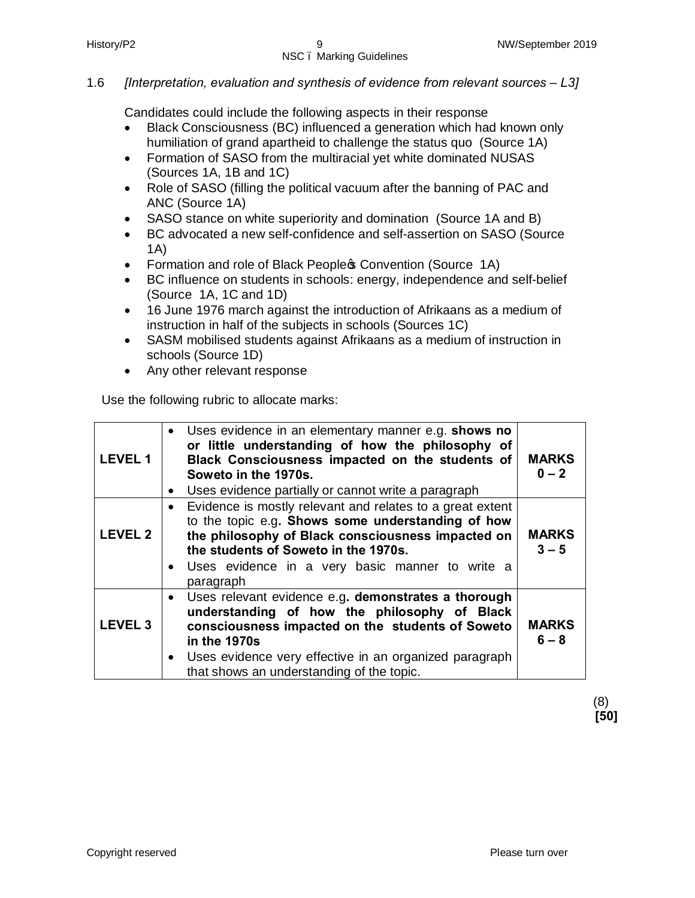1.6 *[Interpretation, evaluation and synthesis of evidence from relevant sources – L3]*

Candidates could include the following aspects in their response

- Black Consciousness (BC) influenced a generation which had known only humiliation of grand apartheid to challenge the status quo (Source 1A)
- Formation of SASO from the multiracial yet white dominated NUSAS (Sources 1A, 1B and 1C)
- Role of SASO (filling the political vacuum after the banning of PAC and ANC (Source 1A)
- SASO stance on white superiority and domination (Source 1A and B)
- BC advocated a new self-confidence and self-assertion on SASO (Source 1A)
- Formation and role of Black People's Convention (Source 1A)
- BC influence on students in schools: energy, independence and self-belief (Source 1A, 1C and 1D)
- 16 June 1976 march against the introduction of Afrikaans as a medium of instruction in half of the subjects in schools (Sources 1C)
- SASM mobilised students against Afrikaans as a medium of instruction in schools (Source 1D)
- Any other relevant response

Use the following rubric to allocate marks:

| | | |
|---|---|---|
| **LEVEL 1** | • Uses evidence in an elementary manner e.g. **shows no or little understanding of how the philosophy of Black Consciousness impacted on the students of Soweto in the 1970s.**<br>• Uses evidence partially or cannot write a paragraph | **MARKS 0 – 2** |
| **LEVEL 2** | • Evidence is mostly relevant and relates to a great extent to the topic e.g**. Shows some understanding of how the philosophy of Black consciousness impacted on the students of Soweto in the 1970s.**<br>• Uses evidence in a very basic manner to write a paragraph | **MARKS 3 – 5** |
| **LEVEL 3** | • Uses relevant evidence e.g**. demonstrates a thorough understanding of how the philosophy of Black consciousness impacted on the students of Soweto in the 1970s**<br>• Uses evidence very effective in an organized paragraph that shows an understanding of the topic. | **MARKS 6 – 8** |

(8)
**[50]**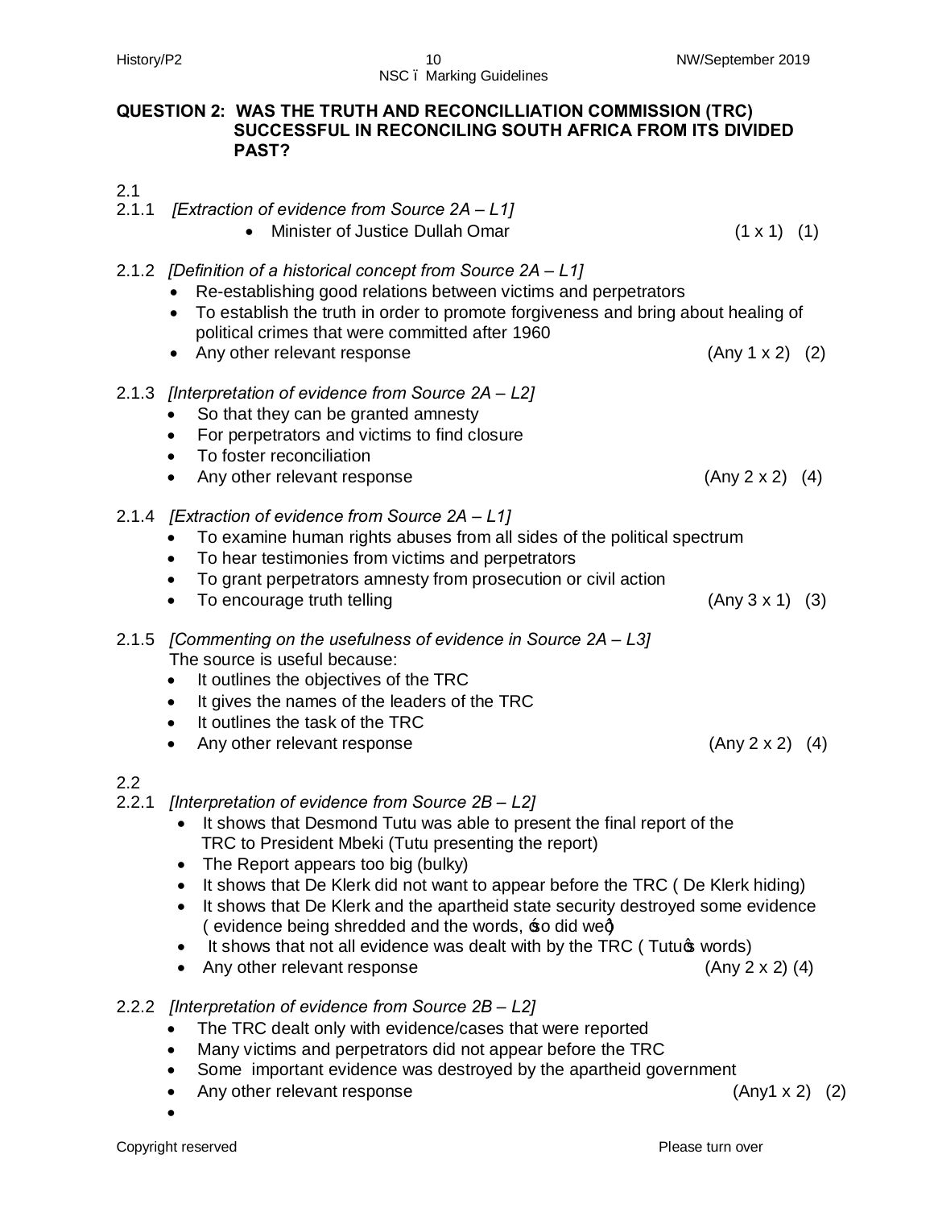**QUESTION 2: WAS THE TRUTH AND RECONCILLIATION COMMISSION (TRC) SUCCESSFUL IN RECONCILING SOUTH AFRICA FROM ITS DIVIDED PAST?**

2.1

2.1.1 *[Extraction of evidence from Source 2A – L1]*

- Minister of Justice Dullah Omar (1 x 1) (1)

2.1.2 *[Definition of a historical concept from Source 2A – L1]*

- Re-establishing good relations between victims and perpetrators
- To establish the truth in order to promote forgiveness and bring about healing of political crimes that were committed after 1960
- Any other relevant response (Any 1 x 2) (2)

2.1.3 *[Interpretation of evidence from Source 2A – L2]*

- So that they can be granted amnesty
- For perpetrators and victims to find closure
- To foster reconciliation
- Any other relevant response (Any 2 x 2) (4)

2.1.4 *[Extraction of evidence from Source 2A – L1]*

- To examine human rights abuses from all sides of the political spectrum
- To hear testimonies from victims and perpetrators
- To grant perpetrators amnesty from prosecution or civil action
- To encourage truth telling (Any 3 x 1) (3)

2.1.5 *[Commenting on the usefulness of evidence in Source 2A – L3]*

The source is useful because:

- It outlines the objectives of the TRC
- It gives the names of the leaders of the TRC
- It outlines the task of the TRC
- Any other relevant response (Any 2 x 2) (4)

2.2

2.2.1 *[Interpretation of evidence from Source 2B – L2]*

- It shows that Desmond Tutu was able to present the final report of the TRC to President Mbeki (Tutu presenting the report)
- The Report appears too big (bulky)
- It shows that De Klerk did not want to appear before the TRC ( De Klerk hiding)
- It shows that De Klerk and the apartheid state security destroyed some evidence ( evidence being shredded and the words, 'so did we')
- It shows that not all evidence was dealt with by the TRC ( Tutu's words)
- Any other relevant response (Any 2 x 2) (4)

2.2.2 *[Interpretation of evidence from Source 2B – L2]*

- The TRC dealt only with evidence/cases that were reported
- Many victims and perpetrators did not appear before the TRC
- Some important evidence was destroyed by the apartheid government
- Any other relevant response (Any1 x 2) (2)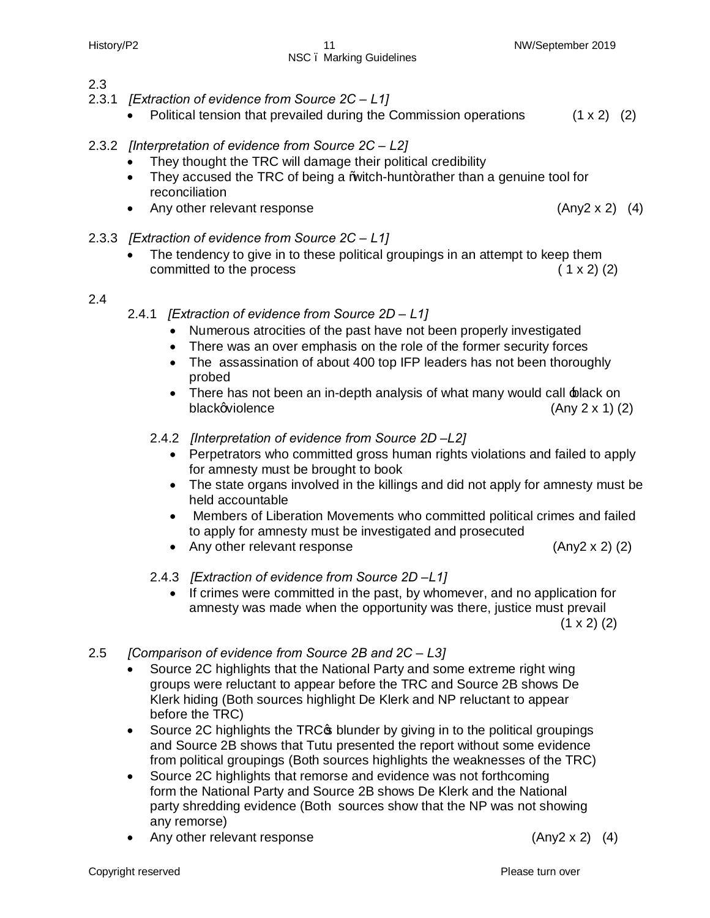2.3

2.3.1 *[Extraction of evidence from Source 2C – L1]*

- Political tension that prevailed during the Commission operations (1 x 2) (2)

2.3.2 *[Interpretation of evidence from Source 2C – L2]*

- They thought the TRC will damage their political credibility
- They accused the TRC of being a "witch-hunt" rather than a genuine tool for reconciliation
- Any other relevant response (Any2 x 2) (4)

2.3.3 *[Extraction of evidence from Source 2C – L1]*

- The tendency to give in to these political groupings in an attempt to keep them committed to the process ( 1 x 2) (2)

2.4

2.4.1 *[Extraction of evidence from Source 2D – L1]*

- Numerous atrocities of the past have not been properly investigated
- There was an over emphasis on the role of the former security forces
- The assassination of about 400 top IFP leaders has not been thoroughly probed
- There has not been an in-depth analysis of what many would call 'black on black' violence (Any 2 x 1) (2)

2.4.2 *[Interpretation of evidence from Source 2D –L2]*

- Perpetrators who committed gross human rights violations and failed to apply for amnesty must be brought to book
- The state organs involved in the killings and did not apply for amnesty must be held accountable
- Members of Liberation Movements who committed political crimes and failed to apply for amnesty must be investigated and prosecuted
- Any other relevant response (Any2 x 2) (2)

2.4.3 *[Extraction of evidence from Source 2D –L1]*

- If crimes were committed in the past, by whomever, and no application for amnesty was made when the opportunity was there, justice must prevail (1 x 2) (2)

2.5 *[Comparison of evidence from Source 2B and 2C – L3]*

- Source 2C highlights that the National Party and some extreme right wing groups were reluctant to appear before the TRC and Source 2B shows De Klerk hiding (Both sources highlight De Klerk and NP reluctant to appear before the TRC)
- Source 2C highlights the TRC's blunder by giving in to the political groupings and Source 2B shows that Tutu presented the report without some evidence from political groupings (Both sources highlights the weaknesses of the TRC)
- Source 2C highlights that remorse and evidence was not forthcoming form the National Party and Source 2B shows De Klerk and the National party shredding evidence (Both sources show that the NP was not showing any remorse)
- Any other relevant response (Any2 x 2) (4)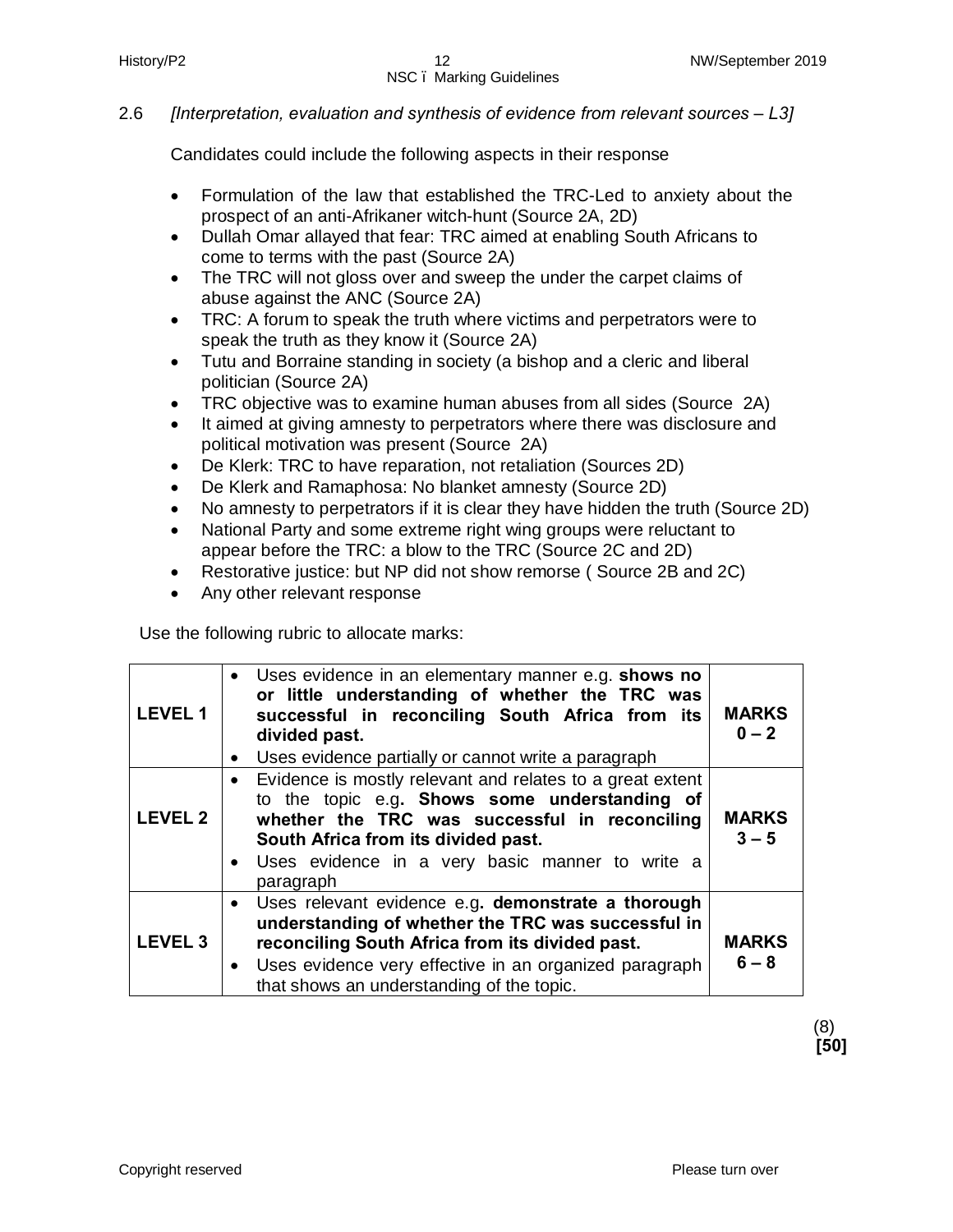2.6 *[Interpretation, evaluation and synthesis of evidence from relevant sources – L3]*

Candidates could include the following aspects in their response

- Formulation of the law that established the TRC-Led to anxiety about the prospect of an anti-Afrikaner witch-hunt (Source 2A, 2D)
- Dullah Omar allayed that fear: TRC aimed at enabling South Africans to come to terms with the past (Source 2A)
- The TRC will not gloss over and sweep the under the carpet claims of abuse against the ANC (Source 2A)
- TRC: A forum to speak the truth where victims and perpetrators were to speak the truth as they know it (Source 2A)
- Tutu and Borraine standing in society (a bishop and a cleric and liberal politician (Source 2A)
- TRC objective was to examine human abuses from all sides (Source 2A)
- It aimed at giving amnesty to perpetrators where there was disclosure and political motivation was present (Source 2A)
- De Klerk: TRC to have reparation, not retaliation (Sources 2D)
- De Klerk and Ramaphosa: No blanket amnesty (Source 2D)
- No amnesty to perpetrators if it is clear they have hidden the truth (Source 2D)
- National Party and some extreme right wing groups were reluctant to appear before the TRC: a blow to the TRC (Source 2C and 2D)
- Restorative justice: but NP did not show remorse ( Source 2B and 2C)
- Any other relevant response

Use the following rubric to allocate marks:

| | | |
|---|---|---|
| **LEVEL 1** | • Uses evidence in an elementary manner e.g. **shows no or little understanding of whether the TRC was successful in reconciling South Africa from its divided past.**<br>• Uses evidence partially or cannot write a paragraph | **MARKS 0 – 2** |
| **LEVEL 2** | • Evidence is mostly relevant and relates to a great extent to the topic e.g**. Shows some understanding of whether the TRC was successful in reconciling South Africa from its divided past.**<br>• Uses evidence in a very basic manner to write a paragraph | **MARKS 3 – 5** |
| **LEVEL 3** | • Uses relevant evidence e.g**. demonstrate a thorough understanding of whether the TRC was successful in reconciling South Africa from its divided past.**<br>• Uses evidence very effective in an organized paragraph that shows an understanding of the topic. | **MARKS 6 – 8** |

(8)
**[50]**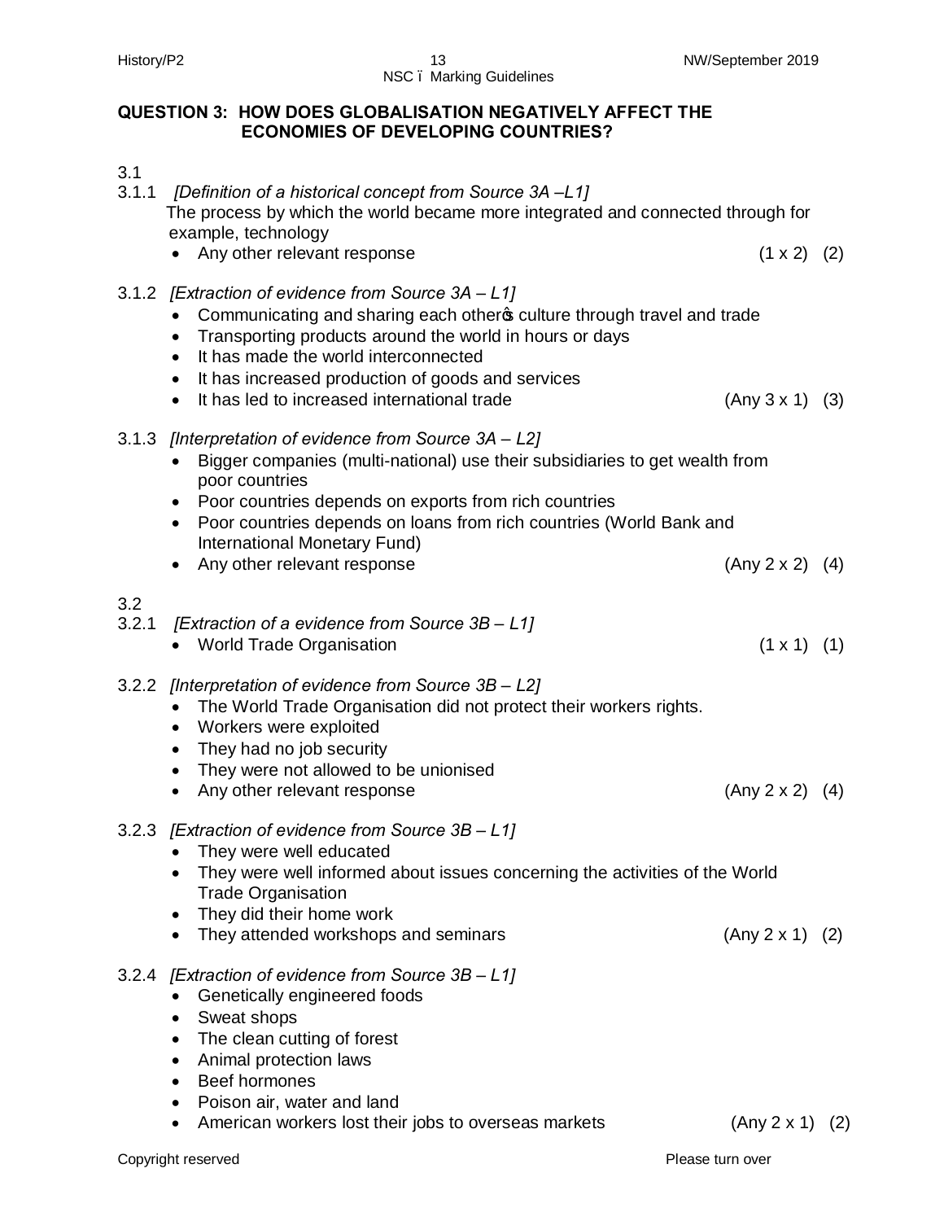## QUESTION 3: HOW DOES GLOBALISATION NEGATIVELY AFFECT THE ECONOMIES OF DEVELOPING COUNTRIES?

3.1

3.1.1 *[Definition of a historical concept from Source 3A –L1]*

The process by which the world became more integrated and connected through for example, technology

- Any other relevant response (1 x 2) (2)

3.1.2 *[Extraction of evidence from Source 3A – L1]*

- Communicating and sharing each other's culture through travel and trade
- Transporting products around the world in hours or days
- It has made the world interconnected
- It has increased production of goods and services
- It has led to increased international trade (Any 3 x 1) (3)

3.1.3 *[Interpretation of evidence from Source 3A – L2]*

- Bigger companies (multi-national) use their subsidiaries to get wealth from poor countries
- Poor countries depends on exports from rich countries
- Poor countries depends on loans from rich countries (World Bank and International Monetary Fund)
- Any other relevant response (Any 2 x 2) (4)

3.2

3.2.1 *[Extraction of a evidence from Source 3B – L1]*

- World Trade Organisation (1 x 1) (1)

3.2.2 *[Interpretation of evidence from Source 3B – L2]*

- The World Trade Organisation did not protect their workers rights.
- Workers were exploited
- They had no job security
- They were not allowed to be unionised
- Any other relevant response (Any 2 x 2) (4)

3.2.3 *[Extraction of evidence from Source 3B – L1]*

- They were well educated
- They were well informed about issues concerning the activities of the World Trade Organisation
- They did their home work
- They attended workshops and seminars (Any 2 x 1) (2)

3.2.4 *[Extraction of evidence from Source 3B – L1]*

- Genetically engineered foods
- Sweat shops
- The clean cutting of forest
- Animal protection laws
- Beef hormones
- Poison air, water and land
- American workers lost their jobs to overseas markets (Any 2 x 1) (2)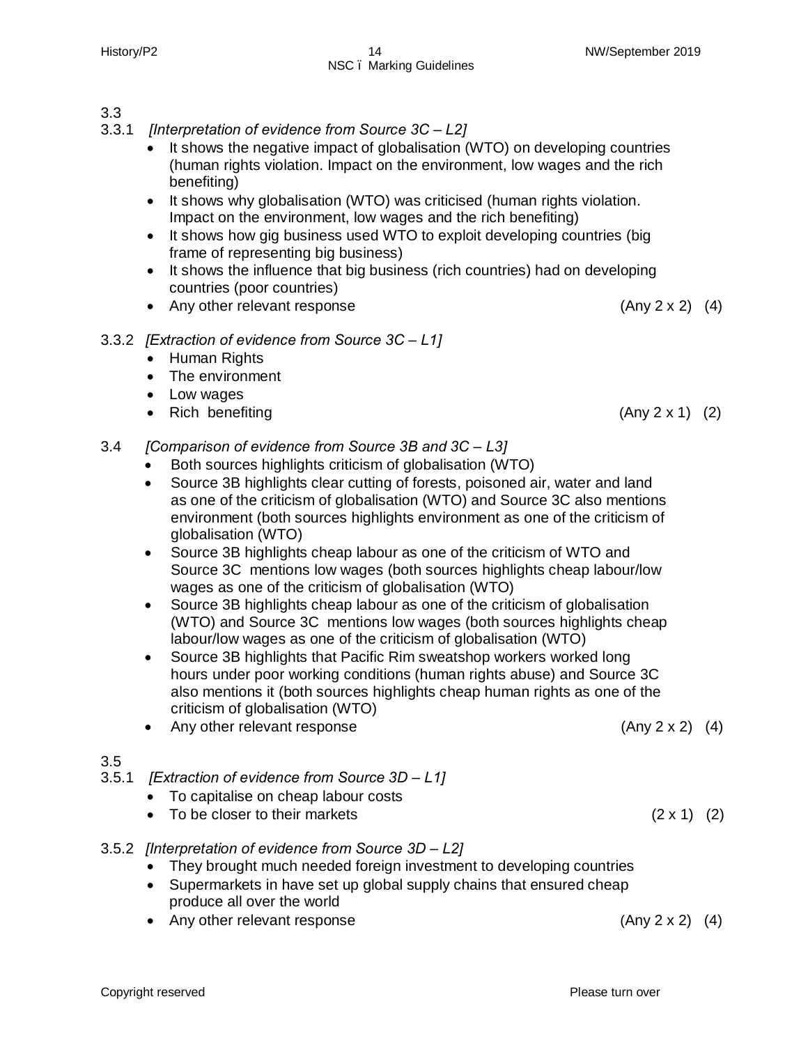3.3

3.3.1 *[Interpretation of evidence from Source 3C – L2]*

- It shows the negative impact of globalisation (WTO) on developing countries (human rights violation. Impact on the environment, low wages and the rich benefiting)
- It shows why globalisation (WTO) was criticised (human rights violation. Impact on the environment, low wages and the rich benefiting)
- It shows how gig business used WTO to exploit developing countries (big frame of representing big business)
- It shows the influence that big business (rich countries) had on developing countries (poor countries)
- Any other relevant response (Any 2 x 2) (4)

3.3.2 *[Extraction of evidence from Source 3C – L1]*

- Human Rights
- The environment
- Low wages
- Rich benefiting (Any 2 x 1) (2)

3.4 *[Comparison of evidence from Source 3B and 3C – L3]*

- Both sources highlights criticism of globalisation (WTO)
- Source 3B highlights clear cutting of forests, poisoned air, water and land as one of the criticism of globalisation (WTO) and Source 3C also mentions environment (both sources highlights environment as one of the criticism of globalisation (WTO)
- Source 3B highlights cheap labour as one of the criticism of WTO and Source 3C mentions low wages (both sources highlights cheap labour/low wages as one of the criticism of globalisation (WTO)
- Source 3B highlights cheap labour as one of the criticism of globalisation (WTO) and Source 3C mentions low wages (both sources highlights cheap labour/low wages as one of the criticism of globalisation (WTO)
- Source 3B highlights that Pacific Rim sweatshop workers worked long hours under poor working conditions (human rights abuse) and Source 3C also mentions it (both sources highlights cheap human rights as one of the criticism of globalisation (WTO)
- Any other relevant response (Any 2 x 2) (4)

3.5

3.5.1 *[Extraction of evidence from Source 3D – L1]*

- To capitalise on cheap labour costs
- To be closer to their markets (2 x 1) (2)

3.5.2 *[Interpretation of evidence from Source 3D – L2]*

- They brought much needed foreign investment to developing countries
- Supermarkets in have set up global supply chains that ensured cheap produce all over the world
- Any other relevant response (Any 2 x 2) (4)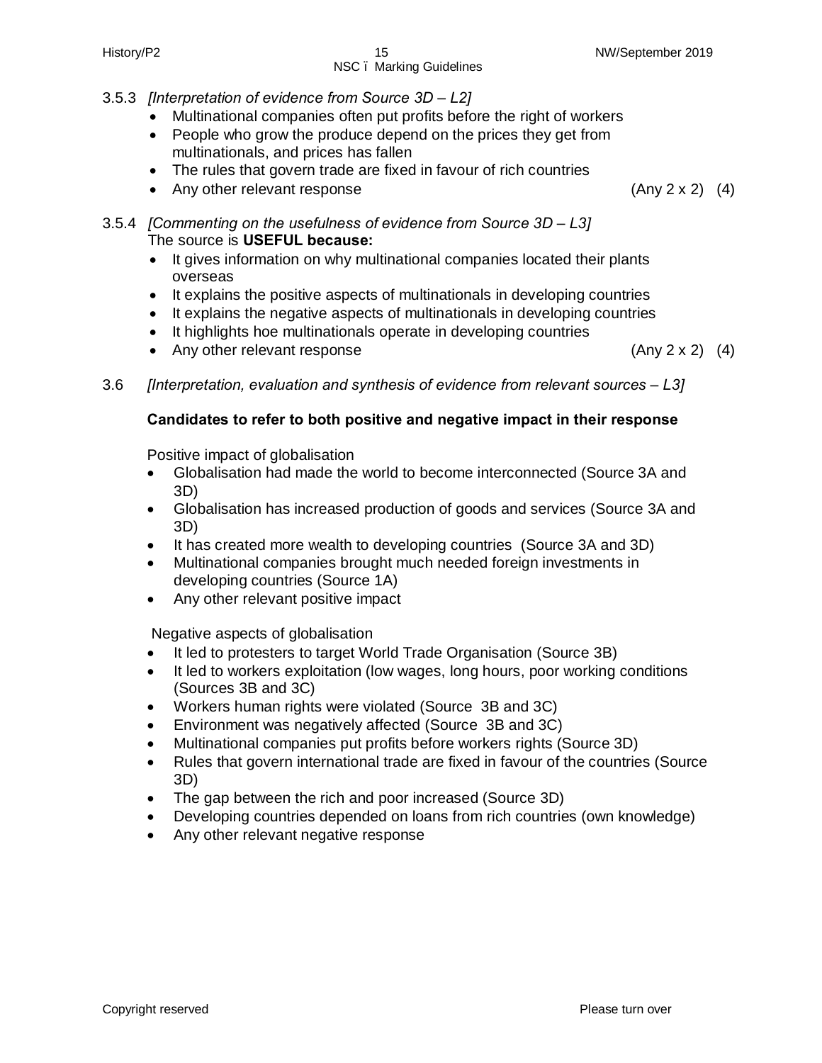3.5.3 *[Interpretation of evidence from Source 3D – L2]*

- Multinational companies often put profits before the right of workers
- People who grow the produce depend on the prices they get from multinationals, and prices has fallen
- The rules that govern trade are fixed in favour of rich countries
- Any other relevant response (Any 2 x 2) (4)

3.5.4 *[Commenting on the usefulness of evidence from Source 3D – L3]*

The source is **USEFUL because:**

- It gives information on why multinational companies located their plants overseas
- It explains the positive aspects of multinationals in developing countries
- It explains the negative aspects of multinationals in developing countries
- It highlights hoe multinationals operate in developing countries
- Any other relevant response (Any 2 x 2) (4)

3.6 *[Interpretation, evaluation and synthesis of evidence from relevant sources – L3]*

**Candidates to refer to both positive and negative impact in their response**

Positive impact of globalisation

- Globalisation had made the world to become interconnected (Source 3A and 3D)
- Globalisation has increased production of goods and services (Source 3A and 3D)
- It has created more wealth to developing countries (Source 3A and 3D)
- Multinational companies brought much needed foreign investments in developing countries (Source 1A)
- Any other relevant positive impact

Negative aspects of globalisation

- It led to protesters to target World Trade Organisation (Source 3B)
- It led to workers exploitation (low wages, long hours, poor working conditions (Sources 3B and 3C)
- Workers human rights were violated (Source 3B and 3C)
- Environment was negatively affected (Source 3B and 3C)
- Multinational companies put profits before workers rights (Source 3D)
- Rules that govern international trade are fixed in favour of the countries (Source 3D)
- The gap between the rich and poor increased (Source 3D)
- Developing countries depended on loans from rich countries (own knowledge)
- Any other relevant negative response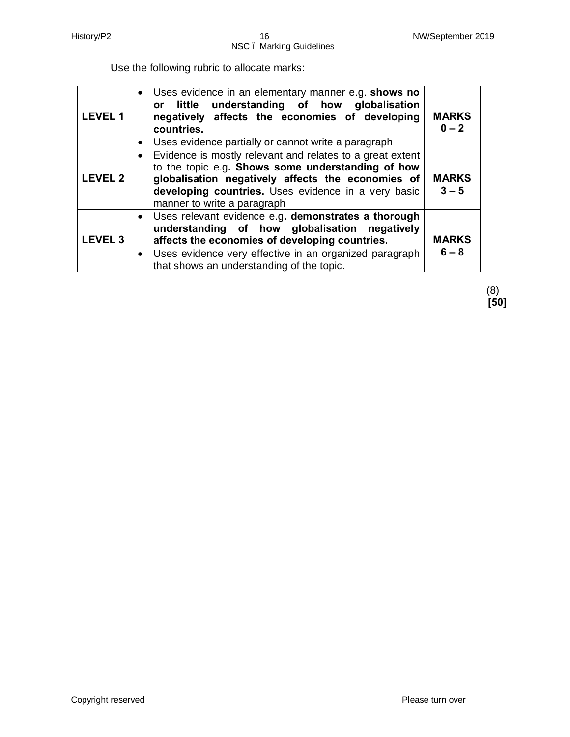Use the following rubric to allocate marks:

| | | |
|---|---|---|
| **LEVEL 1** | • Uses evidence in an elementary manner e.g. **shows no or little understanding of how globalisation negatively affects the economies of developing countries.**<br>• Uses evidence partially or cannot write a paragraph | **MARKS 0 – 2** |
| **LEVEL 2** | • Evidence is mostly relevant and relates to a great extent to the topic e.g**. Shows some understanding of how globalisation negatively affects the economies of developing countries.** Uses evidence in a very basic manner to write a paragraph | **MARKS 3 – 5** |
| **LEVEL 3** | • Uses relevant evidence e.g**. demonstrates a thorough understanding of how globalisation negatively affects the economies of developing countries.**<br>• Uses evidence very effective in an organized paragraph that shows an understanding of the topic. | **MARKS 6 – 8** |

(8)
**[50]**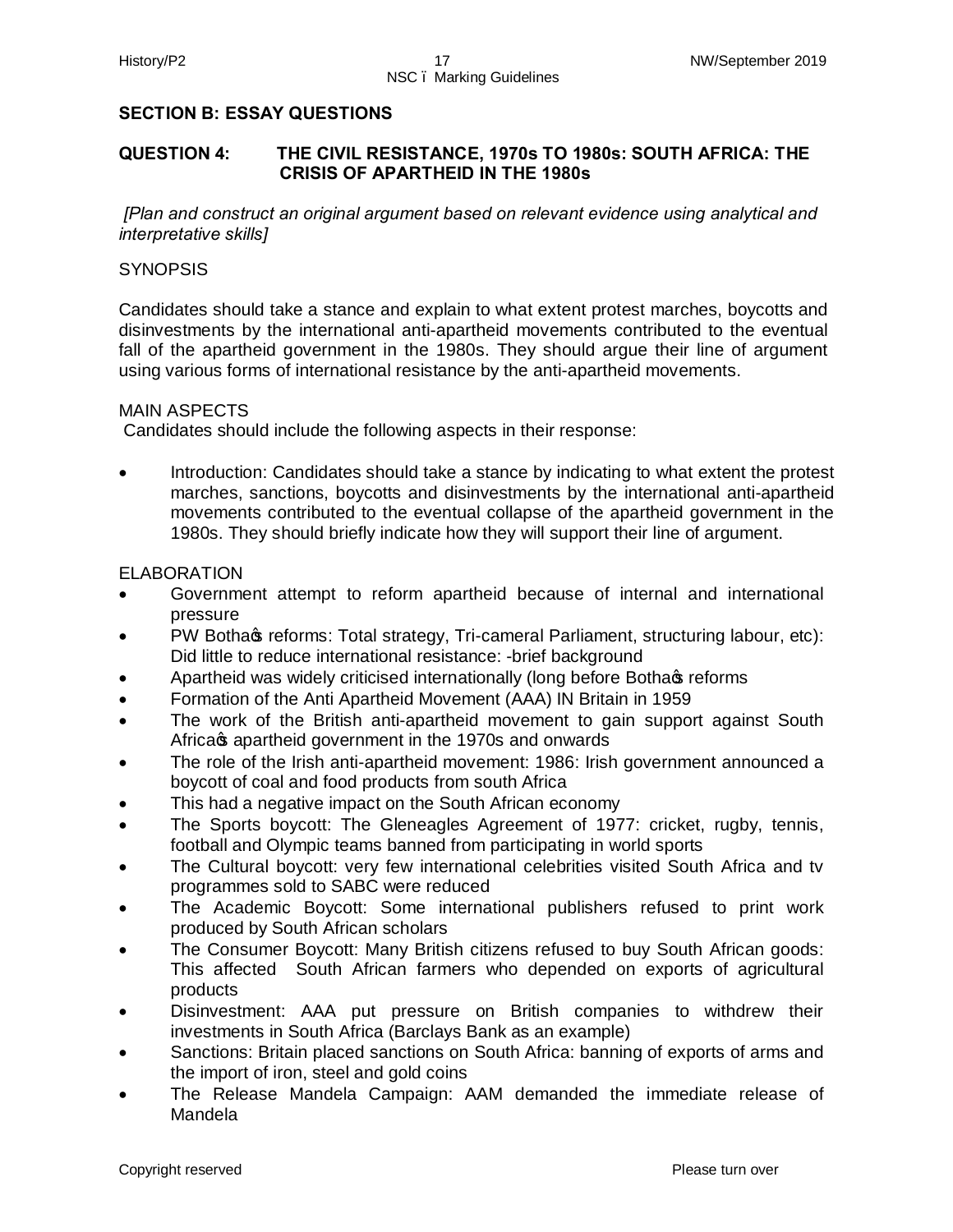## SECTION B: ESSAY QUESTIONS

### QUESTION 4: THE CIVIL RESISTANCE, 1970s TO 1980s: SOUTH AFRICA: THE CRISIS OF APARTHEID IN THE 1980s

*[Plan and construct an original argument based on relevant evidence using analytical and interpretative skills]*

SYNOPSIS

Candidates should take a stance and explain to what extent protest marches, boycotts and disinvestments by the international anti-apartheid movements contributed to the eventual fall of the apartheid government in the 1980s. They should argue their line of argument using various forms of international resistance by the anti-apartheid movements.

MAIN ASPECTS

Candidates should include the following aspects in their response:

- Introduction: Candidates should take a stance by indicating to what extent the protest marches, sanctions, boycotts and disinvestments by the international anti-apartheid movements contributed to the eventual collapse of the apartheid government in the 1980s. They should briefly indicate how they will support their line of argument.

ELABORATION

- Government attempt to reform apartheid because of internal and international pressure
- PW Botha's reforms: Total strategy, Tri-cameral Parliament, structuring labour, etc): Did little to reduce international resistance: -brief background
- Apartheid was widely criticised internationally (long before Botha's reforms
- Formation of the Anti Apartheid Movement (AAA) IN Britain in 1959
- The work of the British anti-apartheid movement to gain support against South Africa's apartheid government in the 1970s and onwards
- The role of the Irish anti-apartheid movement: 1986: Irish government announced a boycott of coal and food products from south Africa
- This had a negative impact on the South African economy
- The Sports boycott: The Gleneagles Agreement of 1977: cricket, rugby, tennis, football and Olympic teams banned from participating in world sports
- The Cultural boycott: very few international celebrities visited South Africa and tv programmes sold to SABC were reduced
- The Academic Boycott: Some international publishers refused to print work produced by South African scholars
- The Consumer Boycott: Many British citizens refused to buy South African goods: This affected South African farmers who depended on exports of agricultural products
- Disinvestment: AAA put pressure on British companies to withdrew their investments in South Africa (Barclays Bank as an example)
- Sanctions: Britain placed sanctions on South Africa: banning of exports of arms and the import of iron, steel and gold coins
- The Release Mandela Campaign: AAM demanded the immediate release of Mandela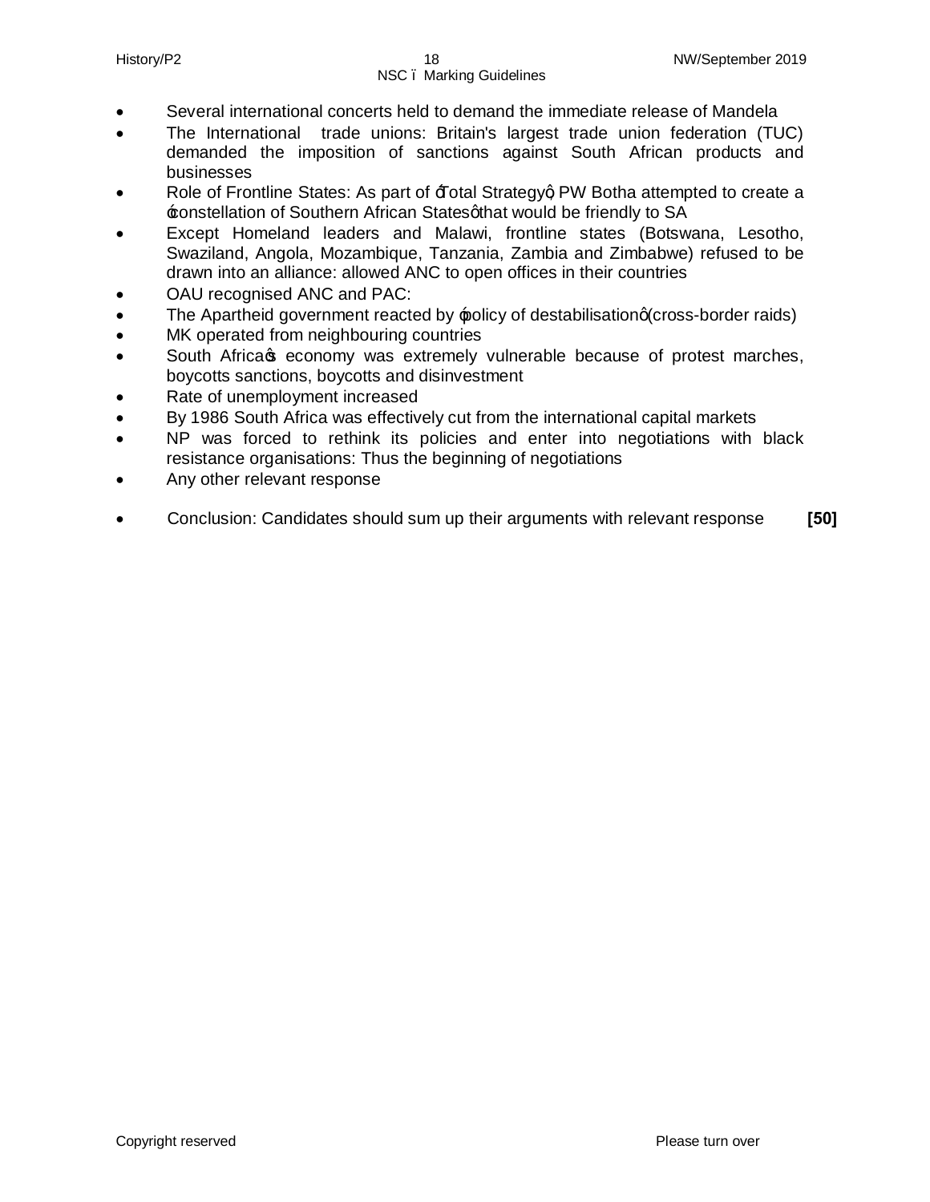- Several international concerts held to demand the immediate release of Mandela
- The International trade unions: Britain's largest trade union federation (TUC) demanded the imposition of sanctions against South African products and businesses
- Role of Frontline States: As part of 'Total Strategy', PW Botha attempted to create a 'constellation of Southern African States' that would be friendly to SA
- Except Homeland leaders and Malawi, frontline states (Botswana, Lesotho, Swaziland, Angola, Mozambique, Tanzania, Zambia and Zimbabwe) refused to be drawn into an alliance: allowed ANC to open offices in their countries
- OAU recognised ANC and PAC:
- The Apartheid government reacted by 'policy of destabilisation' (cross-border raids)
- MK operated from neighbouring countries
- South Africa's economy was extremely vulnerable because of protest marches, boycotts sanctions, boycotts and disinvestment
- Rate of unemployment increased
- By 1986 South Africa was effectively cut from the international capital markets
- NP was forced to rethink its policies and enter into negotiations with black resistance organisations: Thus the beginning of negotiations
- Any other relevant response

- Conclusion: Candidates should sum up their arguments with relevant response **[50]**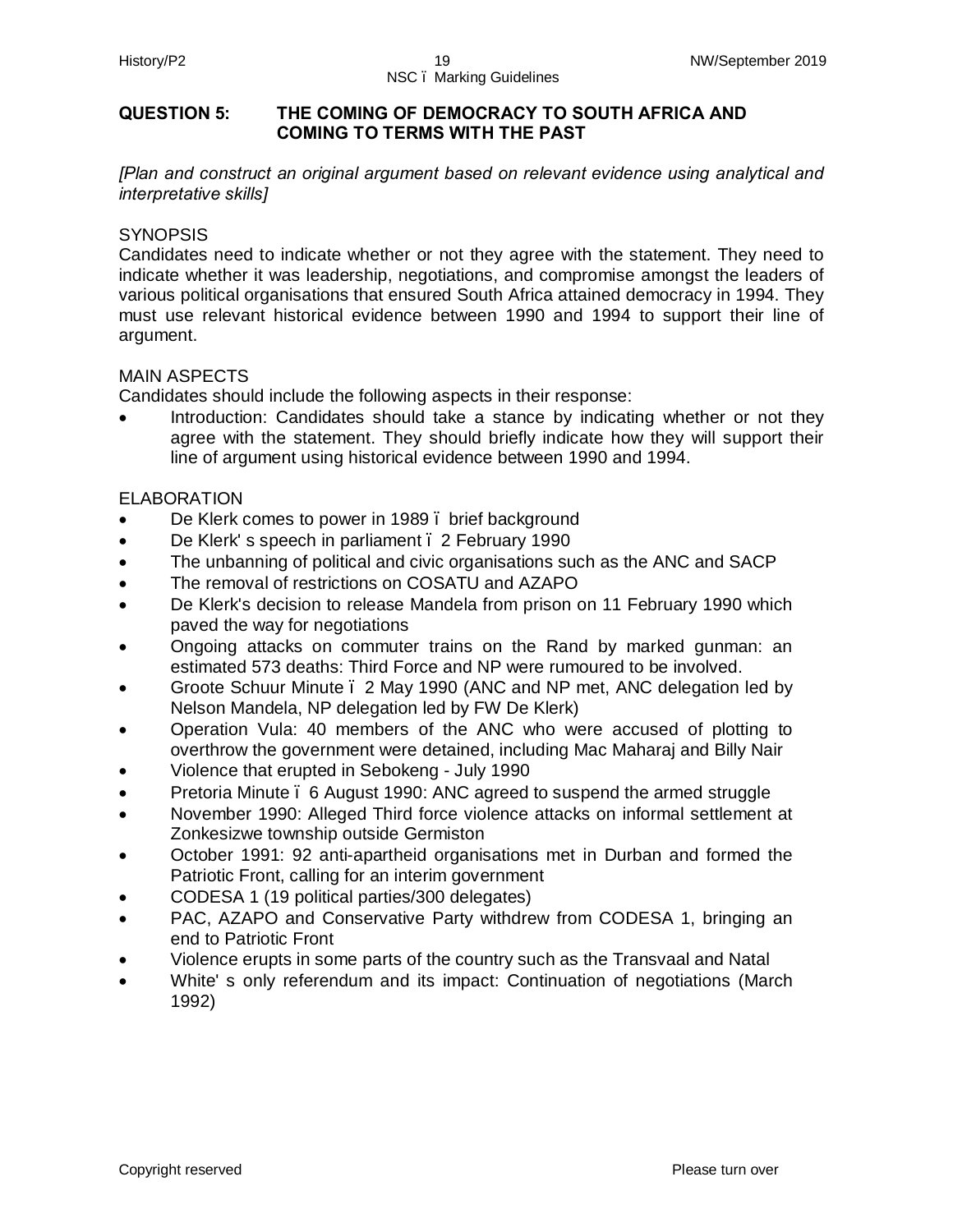## QUESTION 5: THE COMING OF DEMOCRACY TO SOUTH AFRICA AND COMING TO TERMS WITH THE PAST

*[Plan and construct an original argument based on relevant evidence using analytical and interpretative skills]*

SYNOPSIS

Candidates need to indicate whether or not they agree with the statement. They need to indicate whether it was leadership, negotiations, and compromise amongst the leaders of various political organisations that ensured South Africa attained democracy in 1994. They must use relevant historical evidence between 1990 and 1994 to support their line of argument.

MAIN ASPECTS

Candidates should include the following aspects in their response:

- Introduction: Candidates should take a stance by indicating whether or not they agree with the statement. They should briefly indicate how they will support their line of argument using historical evidence between 1990 and 1994.

ELABORATION

- De Klerk comes to power in 1989 – brief background
- De Klerk' s speech in parliament – 2 February 1990
- The unbanning of political and civic organisations such as the ANC and SACP
- The removal of restrictions on COSATU and AZAPO
- De Klerk's decision to release Mandela from prison on 11 February 1990 which paved the way for negotiations
- Ongoing attacks on commuter trains on the Rand by marked gunman: an estimated 573 deaths: Third Force and NP were rumoured to be involved.
- Groote Schuur Minute – 2 May 1990 (ANC and NP met, ANC delegation led by Nelson Mandela, NP delegation led by FW De Klerk)
- Operation Vula: 40 members of the ANC who were accused of plotting to overthrow the government were detained, including Mac Maharaj and Billy Nair
- Violence that erupted in Sebokeng - July 1990
- Pretoria Minute – 6 August 1990: ANC agreed to suspend the armed struggle
- November 1990: Alleged Third force violence attacks on informal settlement at Zonkesizwe township outside Germiston
- October 1991: 92 anti-apartheid organisations met in Durban and formed the Patriotic Front, calling for an interim government
- CODESA 1 (19 political parties/300 delegates)
- PAC, AZAPO and Conservative Party withdrew from CODESA 1, bringing an end to Patriotic Front
- Violence erupts in some parts of the country such as the Transvaal and Natal
- White' s only referendum and its impact: Continuation of negotiations (March 1992)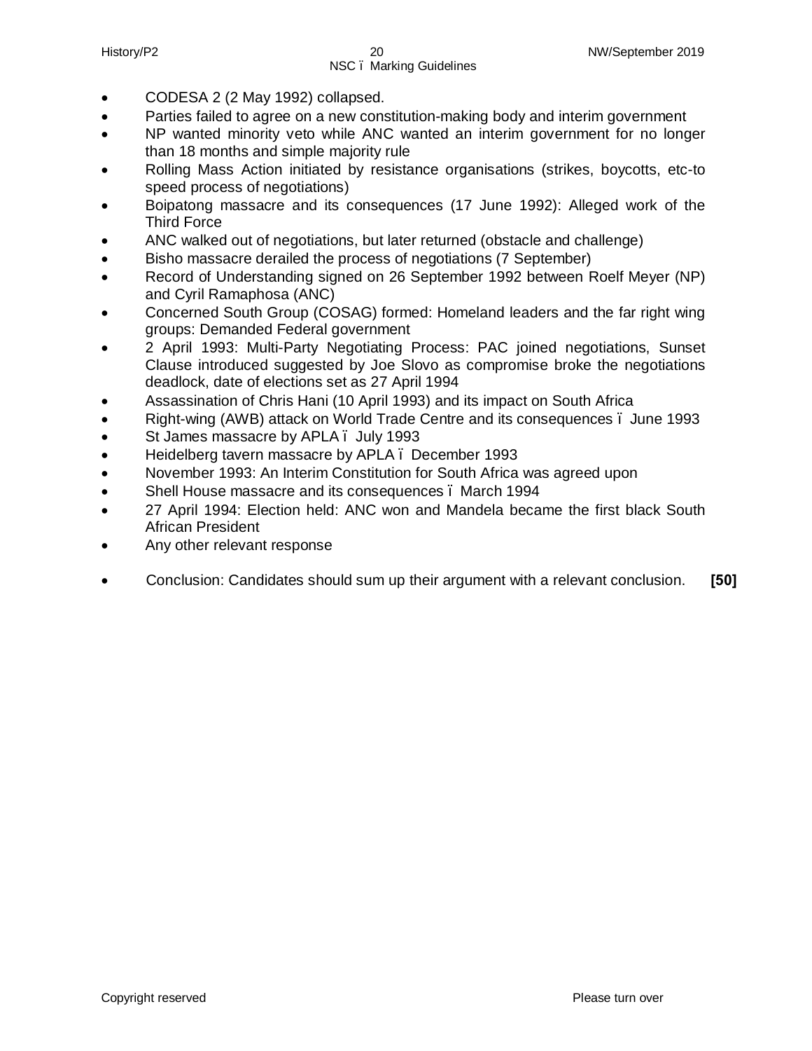- CODESA 2 (2 May 1992) collapsed.
- Parties failed to agree on a new constitution-making body and interim government
- NP wanted minority veto while ANC wanted an interim government for no longer than 18 months and simple majority rule
- Rolling Mass Action initiated by resistance organisations (strikes, boycotts, etc-to speed process of negotiations)
- Boipatong massacre and its consequences (17 June 1992): Alleged work of the Third Force
- ANC walked out of negotiations, but later returned (obstacle and challenge)
- Bisho massacre derailed the process of negotiations (7 September)
- Record of Understanding signed on 26 September 1992 between Roelf Meyer (NP) and Cyril Ramaphosa (ANC)
- Concerned South Group (COSAG) formed: Homeland leaders and the far right wing groups: Demanded Federal government
- 2 April 1993: Multi-Party Negotiating Process: PAC joined negotiations, Sunset Clause introduced suggested by Joe Slovo as compromise broke the negotiations deadlock, date of elections set as 27 April 1994
- Assassination of Chris Hani (10 April 1993) and its impact on South Africa
- Right-wing (AWB) attack on World Trade Centre and its consequences – June 1993
- St James massacre by APLA – July 1993
- Heidelberg tavern massacre by APLA – December 1993
- November 1993: An Interim Constitution for South Africa was agreed upon
- Shell House massacre and its consequences – March 1994
- 27 April 1994: Election held: ANC won and Mandela became the first black South African President
- Any other relevant response

- Conclusion: Candidates should sum up their argument with a relevant conclusion. **[50]**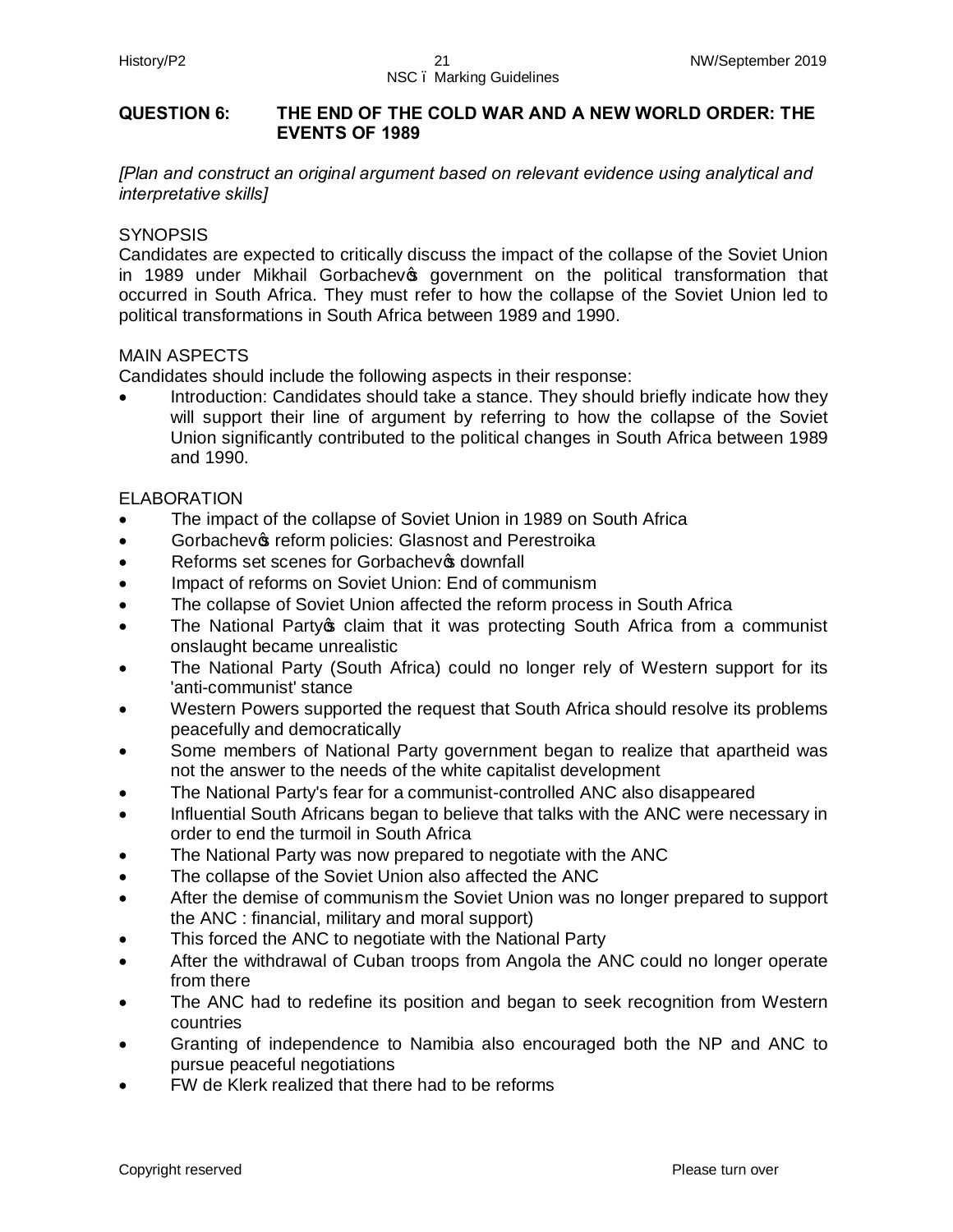## QUESTION 6: THE END OF THE COLD WAR AND A NEW WORLD ORDER: THE EVENTS OF 1989

*[Plan and construct an original argument based on relevant evidence using analytical and interpretative skills]*

SYNOPSIS

Candidates are expected to critically discuss the impact of the collapse of the Soviet Union in 1989 under Mikhail Gorbachev's government on the political transformation that occurred in South Africa. They must refer to how the collapse of the Soviet Union led to political transformations in South Africa between 1989 and 1990.

MAIN ASPECTS

Candidates should include the following aspects in their response:

- Introduction: Candidates should take a stance. They should briefly indicate how they will support their line of argument by referring to how the collapse of the Soviet Union significantly contributed to the political changes in South Africa between 1989 and 1990.

ELABORATION

- The impact of the collapse of Soviet Union in 1989 on South Africa
- Gorbachev's reform policies: Glasnost and Perestroika
- Reforms set scenes for Gorbachev's downfall
- Impact of reforms on Soviet Union: End of communism
- The collapse of Soviet Union affected the reform process in South Africa
- The National Party's claim that it was protecting South Africa from a communist onslaught became unrealistic
- The National Party (South Africa) could no longer rely of Western support for its 'anti-communist' stance
- Western Powers supported the request that South Africa should resolve its problems peacefully and democratically
- Some members of National Party government began to realize that apartheid was not the answer to the needs of the white capitalist development
- The National Party's fear for a communist-controlled ANC also disappeared
- Influential South Africans began to believe that talks with the ANC were necessary in order to end the turmoil in South Africa
- The National Party was now prepared to negotiate with the ANC
- The collapse of the Soviet Union also affected the ANC
- After the demise of communism the Soviet Union was no longer prepared to support the ANC : financial, military and moral support)
- This forced the ANC to negotiate with the National Party
- After the withdrawal of Cuban troops from Angola the ANC could no longer operate from there
- The ANC had to redefine its position and began to seek recognition from Western countries
- Granting of independence to Namibia also encouraged both the NP and ANC to pursue peaceful negotiations
- FW de Klerk realized that there had to be reforms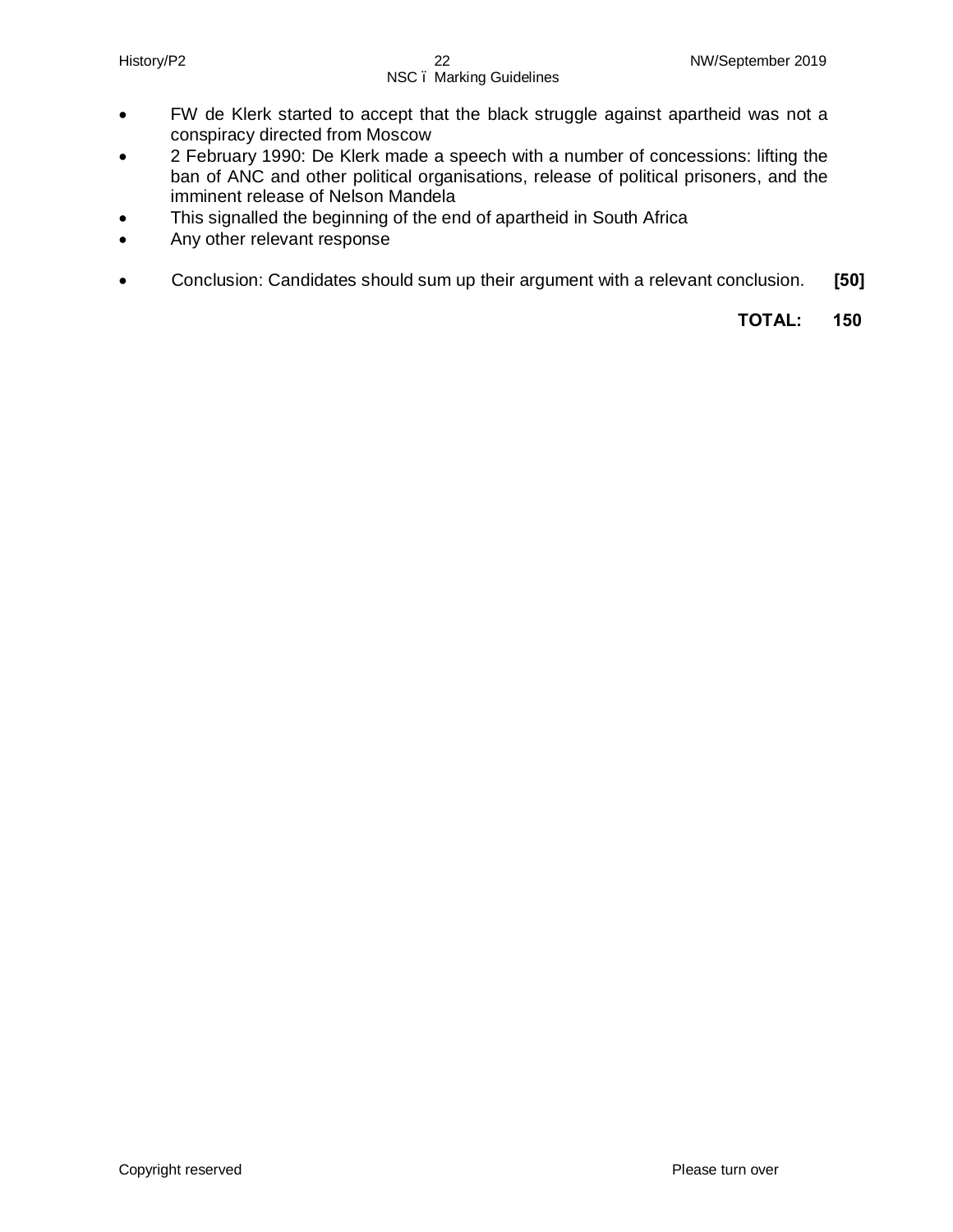- FW de Klerk started to accept that the black struggle against apartheid was not a conspiracy directed from Moscow
- 2 February 1990: De Klerk made a speech with a number of concessions: lifting the ban of ANC and other political organisations, release of political prisoners, and the imminent release of Nelson Mandela
- This signalled the beginning of the end of apartheid in South Africa
- Any other relevant response

- Conclusion: Candidates should sum up their argument with a relevant conclusion. **[50]**

**TOTAL: 150**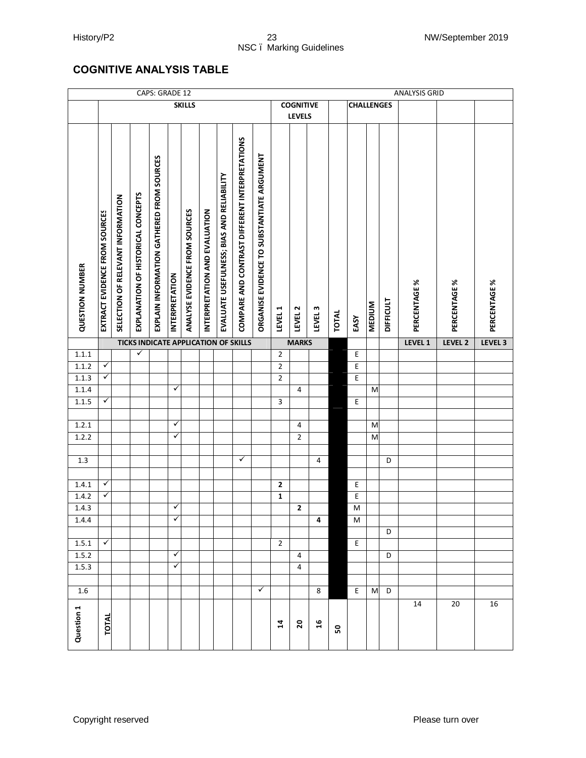## COGNITIVE ANALYSIS TABLE

| CAPS: GRADE 12 | | | | | | | | | | | | | | | | | | | ANALYSIS GRID | | |
|---|---|---|---|---|---|---|---|---|---|---|---|---|---|---|---|---|---|---|---|---|---|
| | SKILLS | | | | | | | | | | COGNITIVE LEVELS | | | | CHALLENGES | | | | | | |
| QUESTION NUMBER | EXTRACT EVIDENCE FROM SOURCES | SELECTION OF RELEVANT INFORMATION | EXPLANATION OF HISTORICAL CONCEPTS | EXPLAIN INFORMATION GATHERED FROM SOURCES | INTERPRETATION | ANALYSE EVIDENCE FROM SOURCES | INTERPRETATION AND EVALUATION | EVALUATE USEFULNESS; BIAS AND RELIABILITY | COMPARE AND CONTRAST DIFFERENT INTERPRETATIONS | ORGANISE EVIDENCE TO SUBSTANTIATE ARGUMENT | LEVEL 1 | LEVEL 2 | LEVEL 3 | TOTAL | EASY | MEDIUM | DIFFICULT | PERCENTAGE % | PERCENTAGE % | PERCENTAGE % |
| | TICKS INDICATE APPLICATION OF SKILLS | | | | | | | | | | MARKS | | | | | | | LEVEL 1 | LEVEL 2 | LEVEL 3 |
| 1.1.1 | | | ✓ | | | | | | | | 2 | | | | E | | | | | |
| 1.1.2 | ✓ | | | | | | | | | | 2 | | | | E | | | | | |
| 1.1.3 | ✓ | | | | | | | | | | 2 | | | | E | | | | | |
| 1.1.4 | | | | | ✓ | | | | | | | 4 | | | | M | | | | |
| 1.1.5 | ✓ | | | | | | | | | | 3 | | | | E | | | | | |
| | | | | | | | | | | | | | | | | | | | | |
| 1.2.1 | | | | | ✓ | | | | | | | 4 | | | | M | | | | |
| 1.2.2 | | | | | ✓ | | | | | | | 2 | | | | M | | | | |
| | | | | | | | | | | | | | | | | | | | | |
| 1.3 | | | | | | | | | ✓ | | | | 4 | | | | D | | | |
| | | | | | | | | | | | | | | | | | | | | |
| 1.4.1 | ✓ | | | | | | | | | | **2** | | | | E | | | | | |
| 1.4.2 | ✓ | | | | | | | | | | **1** | | | | E | | | | | |
| 1.4.3 | | | | | ✓ | | | | | | | **2** | | | M | | | | | |
| 1.4.4 | | | | | ✓ | | | | | | | | **4** | | M | | | | | |
| | | | | | | | | | | | | | | | | | D | | | |
| 1.5.1 | ✓ | | | | | | | | | | 2 | | | | E | | | | | |
| 1.5.2 | | | | | ✓ | | | | | | | 4 | | | | | D | | | |
| 1.5.3 | | | | | ✓ | | | | | | | 4 | | | | | | | | |
| | | | | | | | | | | | | | | | | | | | | |
| 1.6 | | | | | | | | | | ✓ | | | 8 | | E | M | D | | | |
| Question 1 | TOTAL | | | | | | | | | | 14 | 20 | 16 | 50 | | | | 14 | 20 | 16 |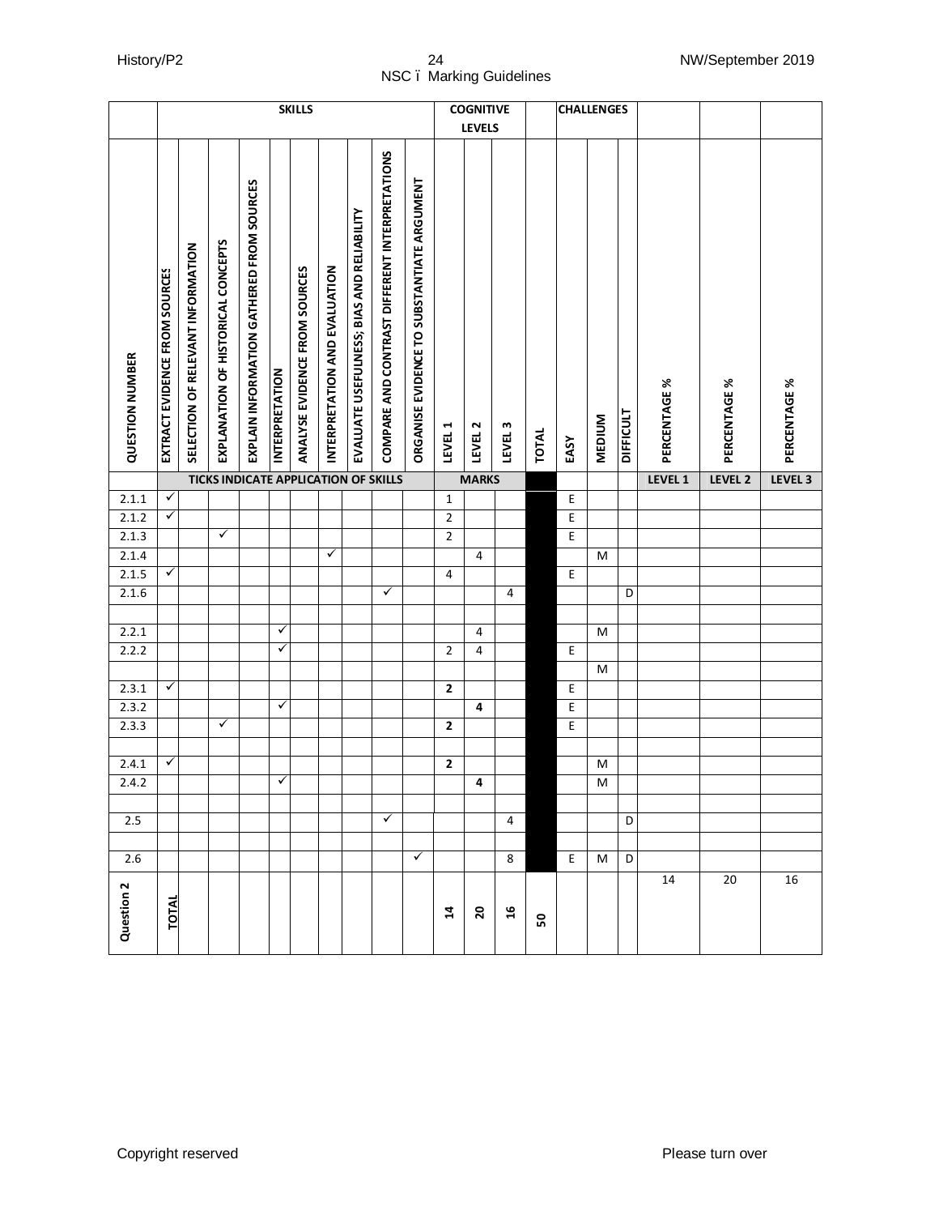| | SKILLS | | | | | | | | | | COGNITIVE LEVELS | | | | CHALLENGES | | | | | |
|---|---|---|---|---|---|---|---|---|---|---|---|---|---|---|---|---|---|---|---|---|
| QUESTION NUMBER | EXTRACT EVIDENCE FROM SOURCES | SELECTION OF RELEVANT INFORMATION | EXPLANATION OF HISTORICAL CONCEPTS | EXPLAIN INFORMATION GATHERED FROM SOURCES | INTERPRETATION | ANALYSE EVIDENCE FROM SOURCES | INTERPRETATION AND EVALUATION | EVALUATE USEFULNESS; BIAS AND RELIABILITY | COMPARE AND CONTRAST DIFFERENT INTERPRETATIONS | ORGANISE EVIDENCE TO SUBSTANTIATE ARGUMENT | LEVEL 1 | LEVEL 2 | LEVEL 3 | TOTAL | EASY | MEDIUM | DIFFICULT | PERCENTAGE % | PERCENTAGE % | PERCENTAGE % |
| | TICKS INDICATE APPLICATION OF SKILLS | | | | | | | | | | MARKS | | | | | | | LEVEL 1 | LEVEL 2 | LEVEL 3 |
| 2.1.1 | ✓ | | | | | | | | | | 1 | | | | E | | | | | |
| 2.1.2 | ✓ | | | | | | | | | | 2 | | | | E | | | | | |
| 2.1.3 | | | ✓ | | | | | | | | 2 | | | | E | | | | | |
| 2.1.4 | | | | | | | ✓ | | | | | 4 | | | | M | | | | |
| 2.1.5 | ✓ | | | | | | | | | | 4 | | | | E | | | | | |
| 2.1.6 | | | | | | | | | ✓ | | | | 4 | | | | D | | | |
| | | | | | | | | | | | | | | | | | | | | |
| 2.2.1 | | | | | ✓ | | | | | | | 4 | | | | M | | | | |
| 2.2.2 | | | | | ✓ | | | | | | 2 | 4 | | | E | | | | | |
| | | | | | | | | | | | | | | | | M | | | | |
| 2.3.1 | ✓ | | | | | | | | | | **2** | | | | E | | | | | |
| 2.3.2 | | | | | ✓ | | | | | | | **4** | | | E | | | | | |
| 2.3.3 | | | ✓ | | | | | | | | **2** | | | | E | | | | | |
| | | | | | | | | | | | | | | | | | | | | |
| 2.4.1 | ✓ | | | | | | | | | | **2** | | | | | M | | | | |
| 2.4.2 | | | | | ✓ | | | | | | | **4** | | | | M | | | | |
| | | | | | | | | | | | | | | | | | | | | |
| 2.5 | | | | | | | | | ✓ | | | | 4 | | | | D | | | |
| | | | | | | | | | | | | | | | | | | | | |
| 2.6 | | | | | | | | | | ✓ | | | 8 | | E | M | D | | | |
| Question 2 | TOTAL | | | | | | | | | | 14 | 20 | 16 | 50 | | | | 14 | 20 | 16 |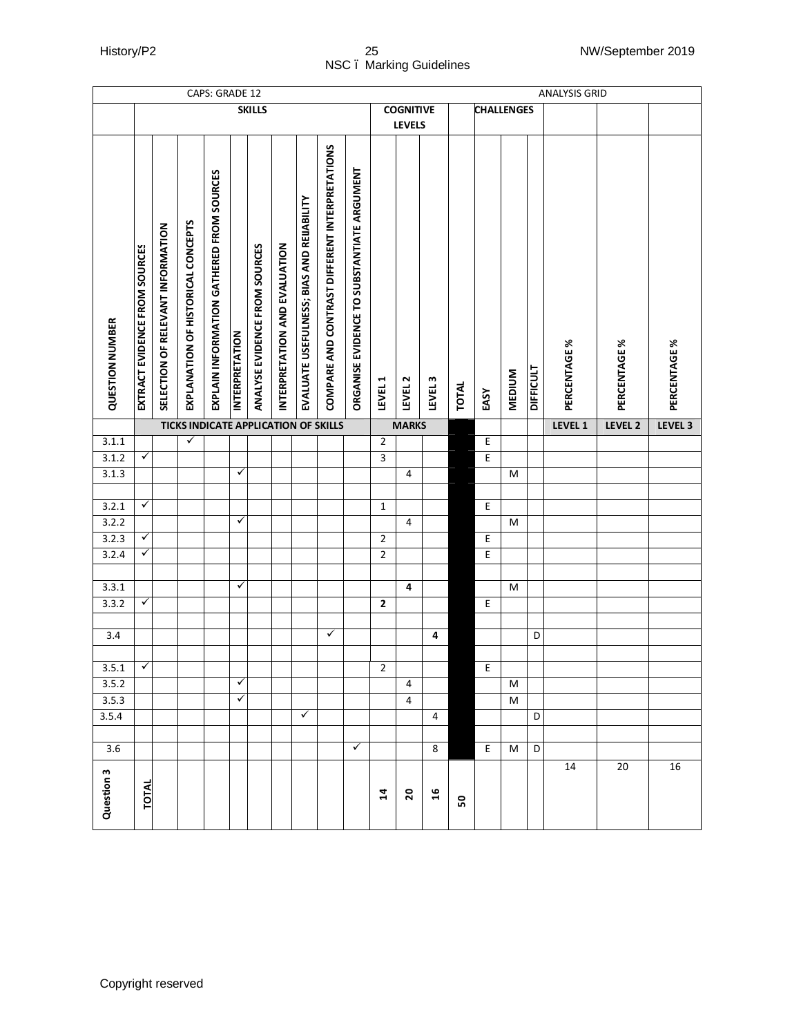| CAPS: GRADE 12 | | | | | | | | | | | | | | | | | | | ANALYSIS GRID | | |
|---|---|---|---|---|---|---|---|---|---|---|---|---|---|---|---|---|---|---|---|---|---|
| | SKILLS | | | | | | | | | | COGNITIVE LEVELS | | | | CHALLENGES | | | | | | |
| QUESTION NUMBER | EXTRACT EVIDENCE FROM SOURCES | SELECTION OF RELEVANT INFORMATION | EXPLANATION OF HISTORICAL CONCEPTS | EXPLAIN INFORMATION GATHERED FROM SOURCES | INTERPRETATION | ANALYSE EVIDENCE FROM SOURCES | INTERPRETATION AND EVALUATION | EVALUATE USEFULNESS; BIAS AND RELIABILITY | COMPARE AND CONTRAST DIFFERENT INTERPRETATIONS | ORGANISE EVIDENCE TO SUBSTANTIATE ARGUMENT | LEVEL 1 | LEVEL 2 | LEVEL 3 | TOTAL | EASY | MEDIUM | DIFFICULT | PERCENTAGE % | PERCENTAGE % | PERCENTAGE % |
| | TICKS INDICATE APPLICATION OF SKILLS | | | | | | | | | | MARKS | | | | | | | LEVEL 1 | LEVEL 2 | LEVEL 3 |
| 3.1.1 | | | ✓ | | | | | | | | 2 | | | | E | | | | | |
| 3.1.2 | ✓ | | | | | | | | | | 3 | | | | E | | | | | |
| 3.1.3 | | | | | ✓ | | | | | | | 4 | | | | M | | | | |
| | | | | | | | | | | | | | | | | | | | | |
| 3.2.1 | ✓ | | | | | | | | | | 1 | | | | E | | | | | |
| 3.2.2 | | | | | ✓ | | | | | | | 4 | | | | M | | | | |
| 3.2.3 | ✓ | | | | | | | | | | 2 | | | | E | | | | | |
| 3.2.4 | ✓ | | | | | | | | | | 2 | | | | E | | | | | |
| | | | | | | | | | | | | | | | | | | | | |
| 3.3.1 | | | | | ✓ | | | | | | | 4 | | | | M | | | | |
| 3.3.2 | ✓ | | | | | | | | | | 2 | | | | E | | | | | |
| | | | | | | | | | | | | | | | | | | | | |
| 3.4 | | | | | | | | | ✓ | | | | 4 | | | | D | | | |
| | | | | | | | | | | | | | | | | | | | | |
| 3.5.1 | ✓ | | | | | | | | | | 2 | | | | E | | | | | |
| 3.5.2 | | | | | ✓ | | | | | | | 4 | | | | M | | | | |
| 3.5.3 | | | | | ✓ | | | | | | | 4 | | | | M | | | | |
| 3.5.4 | | | | | | | | ✓ | | | | | 4 | | | | D | | | |
| | | | | | | | | | | | | | | | | | | | | |
| 3.6 | | | | | | | | | | ✓ | | | 8 | | E | M | D | | | |
| Question 3 | TOTAL | | | | | | | | | | 14 | 20 | 16 | 50 | | | | 14 | 20 | 16 |